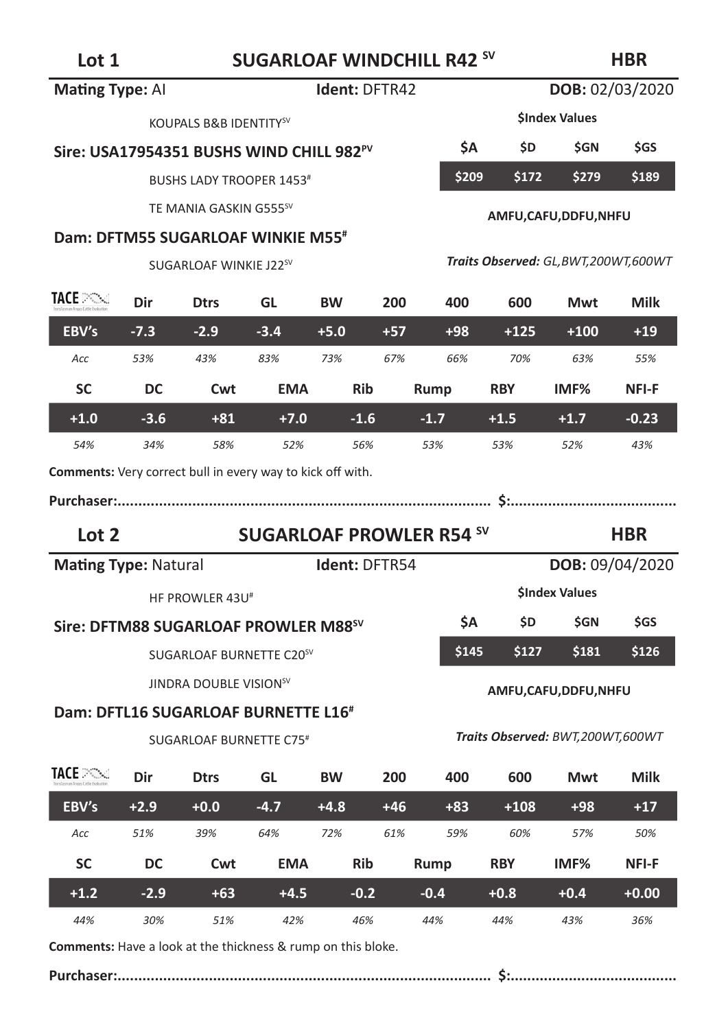## Lot 1 — SUGARLOAF WINDCHILL R42 SV — HBR

**Mating Type:** AI **Ident:** DFTR42 **DOB:** 02/03/2020

KOUPALS B&B IDENTITY SV

**Sire: USA17954351 BUSHS WIND CHILL 982 PV**

BUSHS LADY TROOPER 1453 #

TE MANIA GASKIN G555 SV

**Dam: DFTM55 SUGARLOAF WINKIE M55 #**

SUGARLOAF WINKIE J22 SV

**$Index Values**

| $A | $D | $GN | $GS |
|---|---|---|---|
| $209 | $172 | $279 | $189 |

**AMFU,CAFU,DDFU,NHFU**

***Traits Observed:*** *GL,BWT,200WT,600WT*

| TACE | Dir | Dtrs | GL | BW | 200 | 400 | 600 | Mwt | Milk |
|---|---|---|---|---|---|---|---|---|---|
| **EBV's** | -7.3 | -2.9 | -3.4 | +5.0 | +57 | +98 | +125 | +100 | +19 |
| *Acc* | *53%* | *43%* | *83%* | *73%* | *67%* | *66%* | *70%* | *63%* | *55%* |

| SC | DC | Cwt | EMA | Rib | Rump | RBY | IMF% | NFI-F |
|---|---|---|---|---|---|---|---|---|
| +1.0 | -3.6 | +81 | +7.0 | -1.6 | -1.7 | +1.5 | +1.7 | -0.23 |
| *54%* | *34%* | *58%* | *52%* | *56%* | *53%* | *53%* | *52%* | *43%* |

**Comments:** Very correct bull in every way to kick off with.

**Purchaser:.......................................................................................... $:........................................**

## Lot 2 — SUGARLOAF PROWLER R54 SV — HBR

**Mating Type:** Natural **Ident:** DFTR54 **DOB:** 09/04/2020

HF PROWLER 43U #

**Sire: DFTM88 SUGARLOAF PROWLER M88 SV**

SUGARLOAF BURNETTE C20 SV

JINDRA DOUBLE VISION SV

**Dam: DFTL16 SUGARLOAF BURNETTE L16 #**

SUGARLOAF BURNETTE C75 #

**$Index Values**

| $A | $D | $GN | $GS |
|---|---|---|---|
| $145 | $127 | $181 | $126 |

**AMFU,CAFU,DDFU,NHFU**

***Traits Observed:*** *BWT,200WT,600WT*

| TACE | Dir | Dtrs | GL | BW | 200 | 400 | 600 | Mwt | Milk |
|---|---|---|---|---|---|---|---|---|---|
| **EBV's** | +2.9 | +0.0 | -4.7 | +4.8 | +46 | +83 | +108 | +98 | +17 |
| *Acc* | *51%* | *39%* | *64%* | *72%* | *61%* | *59%* | *60%* | *57%* | *50%* |

| SC | DC | Cwt | EMA | Rib | Rump | RBY | IMF% | NFI-F |
|---|---|---|---|---|---|---|---|---|
| +1.2 | -2.9 | +63 | +4.5 | -0.2 | -0.4 | +0.8 | +0.4 | +0.00 |
| *44%* | *30%* | *51%* | *42%* | *46%* | *44%* | *44%* | *43%* | *36%* |

**Comments:** Have a look at the thickness & rump on this bloke.

**Purchaser:.......................................................................................... $:........................................**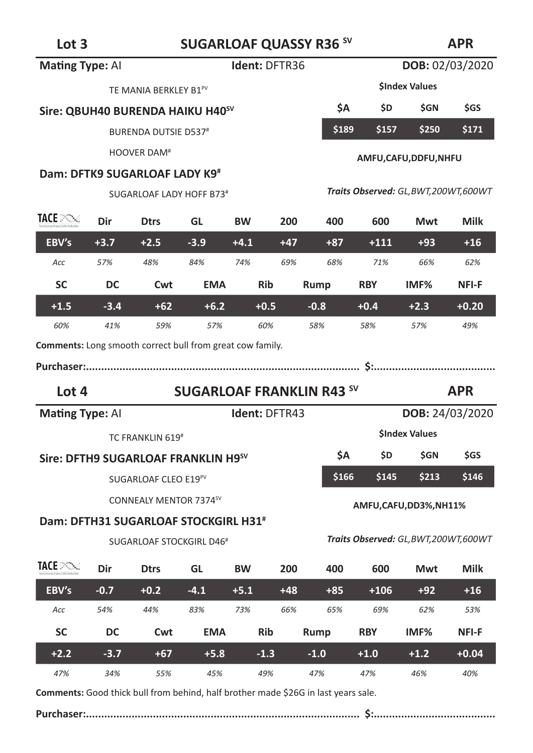## Lot 3 — SUGARLOAF QUASSY R36 SV — APR

**Mating Type:** AI | **Ident:** DFTR36 | **DOB:** 02/03/2020

TE MANIA BERKLEY B1PV

**Sire: QBUH40 BURENDA HAIKU H40SV**

BURENDA DUTSIE D537#

HOOVER DAM#

**Dam: DFTK9 SUGARLOAF LADY K9#**

SUGARLOAF LADY HOFF B73#

**$Index Values**

| $A | $D | $GN | $GS |
|---|---|---|---|
| $189 | $157 | $250 | $171 |

**AMFU,CAFU,DDFU,NHFU**

***Traits Observed:** GL,BWT,200WT,600WT*

| TACE | Dir | Dtrs | GL | BW | 200 | 400 | 600 | Mwt | Milk |
|---|---|---|---|---|---|---|---|---|---|
| EBV's | +3.7 | +2.5 | -3.9 | +4.1 | +47 | +87 | +111 | +93 | +16 |
| Acc | 57% | 48% | 84% | 74% | 69% | 68% | 71% | 66% | 62% |

| SC | DC | Cwt | EMA | Rib | Rump | RBY | IMF% | NFI-F |
|---|---|---|---|---|---|---|---|---|
| +1.5 | -3.4 | +62 | +6.2 | +0.5 | -0.8 | +0.4 | +2.3 | +0.20 |
| 60% | 41% | 59% | 57% | 60% | 58% | 58% | 57% | 49% |

**Comments:** Long smooth correct bull from great cow family.

**Purchaser:**......................................................................................... **$:**.......................................

## Lot 4 — SUGARLOAF FRANKLIN R43 SV — APR

**Mating Type:** AI | **Ident:** DFTR43 | **DOB:** 24/03/2020

TC FRANKLIN 619#

**Sire: DFTH9 SUGARLOAF FRANKLIN H9SV**

SUGARLOAF CLEO E19PV

CONNEALY MENTOR 7374SV

**Dam: DFTH31 SUGARLOAF STOCKGIRL H31#**

SUGARLOAF STOCKGIRL D46#

**$Index Values**

| $A | $D | $GN | $GS |
|---|---|---|---|
| $166 | $145 | $213 | $146 |

**AMFU,CAFU,DD3%,NH11%**

***Traits Observed:** GL,BWT,200WT,600WT*

| TACE | Dir | Dtrs | GL | BW | 200 | 400 | 600 | Mwt | Milk |
|---|---|---|---|---|---|---|---|---|---|
| EBV's | -0.7 | +0.2 | -4.1 | +5.1 | +48 | +85 | +106 | +92 | +16 |
| Acc | 54% | 44% | 83% | 73% | 66% | 65% | 69% | 62% | 53% |

| SC | DC | Cwt | EMA | Rib | Rump | RBY | IMF% | NFI-F |
|---|---|---|---|---|---|---|---|---|
| +2.2 | -3.7 | +67 | +5.8 | -1.3 | -1.0 | +1.0 | +1.2 | +0.04 |
| 47% | 34% | 55% | 45% | 49% | 47% | 47% | 46% | 40% |

**Comments:** Good thick bull from behind, half brother made $26G in last years sale.

**Purchaser:**......................................................................................... **$:**.......................................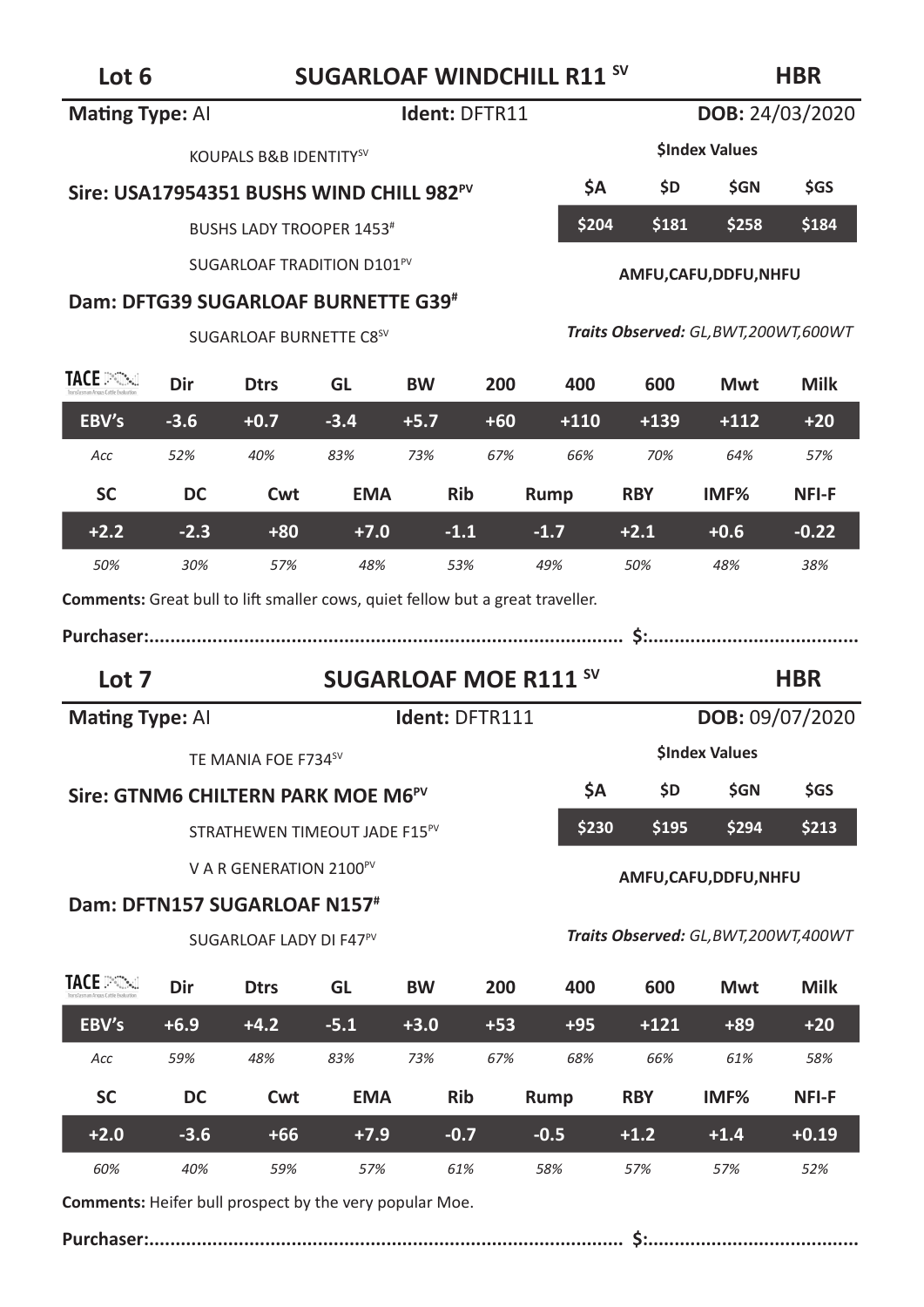## Lot 6 — SUGARLOAF WINDCHILL R11 SV — HBR

**Mating Type:** AI **Ident:** DFTR11 **DOB:** 24/03/2020

KOUPALS B&B IDENTITY SV

**Sire: USA17954351 BUSHS WIND CHILL 982 PV**

BUSHS LADY TROOPER 1453#

SUGARLOAF TRADITION D101 PV

**Dam: DFTG39 SUGARLOAF BURNETTE G39#**

SUGARLOAF BURNETTE C8 SV

**$Index Values**

| $A | $D | $GN | $GS |
|---|---|---|---|
| $204 | $181 | $258 | $184 |

**AMFU,CAFU,DDFU,NHFU**

***Traits Observed:** GL,BWT,200WT,600WT*

| TACE | Dir | Dtrs | GL | BW | 200 | 400 | 600 | Mwt | Milk |
|---|---|---|---|---|---|---|---|---|---|
| EBV's | -3.6 | +0.7 | -3.4 | +5.7 | +60 | +110 | +139 | +112 | +20 |
| *Acc* | *52%* | *40%* | *83%* | *73%* | *67%* | *66%* | *70%* | *64%* | *57%* |

| SC | DC | Cwt | EMA | Rib | Rump | RBY | IMF% | NFI-F |
|---|---|---|---|---|---|---|---|---|
| +2.2 | -2.3 | +80 | +7.0 | -1.1 | -1.7 | +2.1 | +0.6 | -0.22 |
| *50%* | *30%* | *57%* | *48%* | *53%* | *49%* | *50%* | *48%* | *38%* |

**Comments:** Great bull to lift smaller cows, quiet fellow but a great traveller.

**Purchaser:**........................................................................................ **$:**.......................................

## Lot 7 — SUGARLOAF MOE R111 SV — HBR

**Mating Type:** AI **Ident:** DFTR111 **DOB:** 09/07/2020

TE MANIA FOE F734 SV

**Sire: GTNM6 CHILTERN PARK MOE M6 PV**

STRATHEWEN TIMEOUT JADE F15 PV

V A R GENERATION 2100 PV

**Dam: DFTN157 SUGARLOAF N157#**

SUGARLOAF LADY DI F47 PV

**$Index Values**

| $A | $D | $GN | $GS |
|---|---|---|---|
| $230 | $195 | $294 | $213 |

**AMFU,CAFU,DDFU,NHFU**

***Traits Observed:** GL,BWT,200WT,400WT*

| TACE | Dir | Dtrs | GL | BW | 200 | 400 | 600 | Mwt | Milk |
|---|---|---|---|---|---|---|---|---|---|
| EBV's | +6.9 | +4.2 | -5.1 | +3.0 | +53 | +95 | +121 | +89 | +20 |
| *Acc* | *59%* | *48%* | *83%* | *73%* | *67%* | *68%* | *66%* | *61%* | *58%* |

| SC | DC | Cwt | EMA | Rib | Rump | RBY | IMF% | NFI-F |
|---|---|---|---|---|---|---|---|---|
| +2.0 | -3.6 | +66 | +7.9 | -0.7 | -0.5 | +1.2 | +1.4 | +0.19 |
| *60%* | *40%* | *59%* | *57%* | *61%* | *58%* | *57%* | *57%* | *52%* |

**Comments:** Heifer bull prospect by the very popular Moe.

**Purchaser:**........................................................................................ **$:**.......................................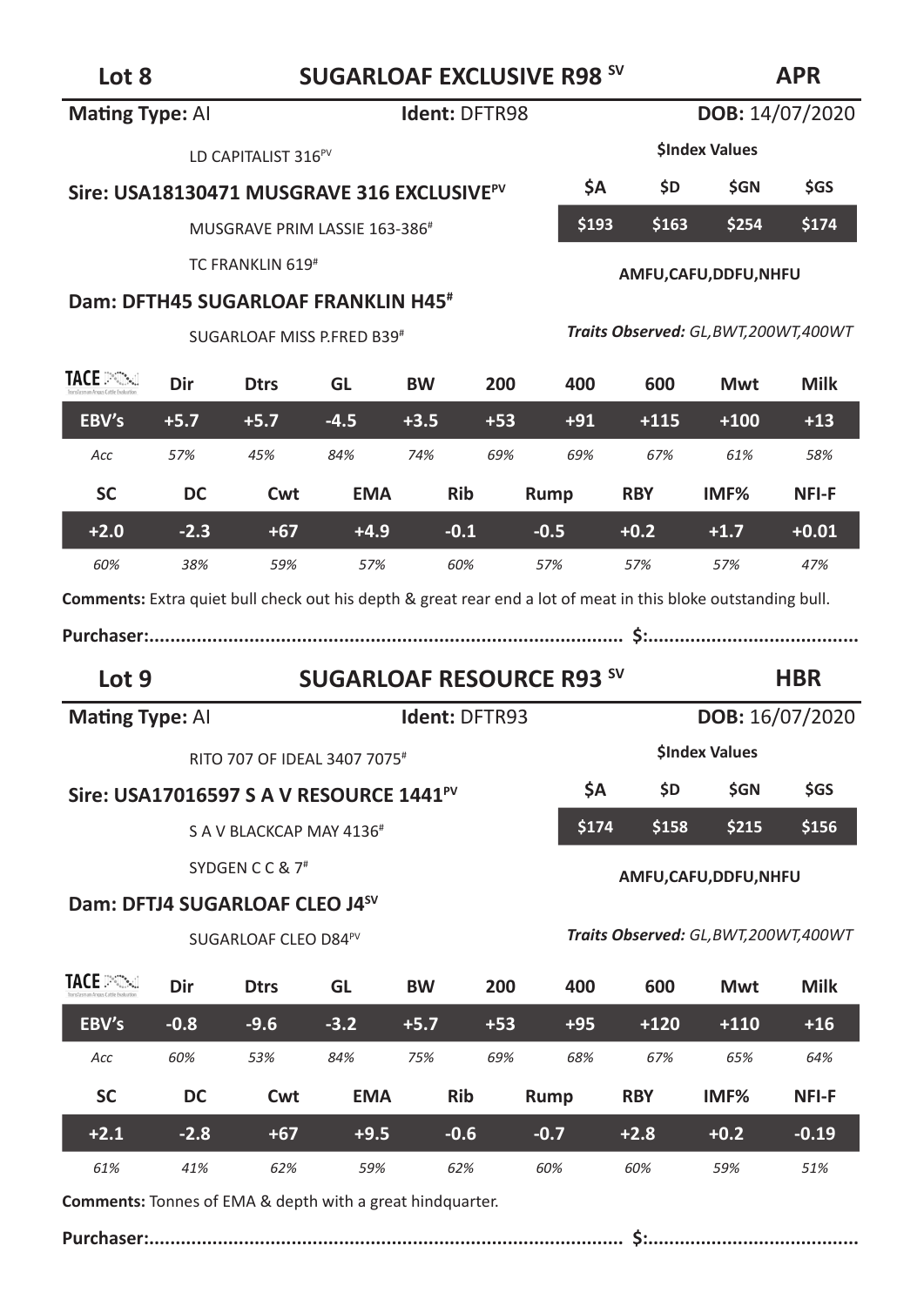## Lot 8 — SUGARLOAF EXCLUSIVE R98 [SV] — APR

**Mating Type:** AI **Ident:** DFTR98 **DOB:** 14/07/2020

LD CAPITALIST 316[PV]

**Sire: USA18130471 MUSGRAVE 316 EXCLUSIVE[PV]**

MUSGRAVE PRIM LASSIE 163-386[#]

TC FRANKLIN 619[#]

**Dam: DFTH45 SUGARLOAF FRANKLIN H45[#]**

SUGARLOAF MISS P.FRED B39[#]

**$Index Values**

| $A | $D | $GN | $GS |
|---|---|---|---|
| $193 | $163 | $254 | $174 |

**AMFU,CAFU,DDFU,NHFU**

***Traits Observed:** GL,BWT,200WT,400WT*

| TACE | Dir | Dtrs | GL | BW | 200 | 400 | 600 | Mwt | Milk |
|---|---|---|---|---|---|---|---|---|---|
| EBV's | +5.7 | +5.7 | -4.5 | +3.5 | +53 | +91 | +115 | +100 | +13 |
| *Acc* | *57%* | *45%* | *84%* | *74%* | *69%* | *69%* | *67%* | *61%* | *58%* |

| SC | DC | Cwt | EMA | Rib | Rump | RBY | IMF% | NFI-F |
|---|---|---|---|---|---|---|---|---|
| +2.0 | -2.3 | +67 | +4.9 | -0.1 | -0.5 | +0.2 | +1.7 | +0.01 |
| *60%* | *38%* | *59%* | *57%* | *60%* | *57%* | *57%* | *57%* | *47%* |

**Comments:** Extra quiet bull check out his depth & great rear end a lot of meat in this bloke outstanding bull.

**Purchaser:**.......................................................................................... **$:**.......................................

## Lot 9 — SUGARLOAF RESOURCE R93 [SV] — HBR

**Mating Type:** AI **Ident:** DFTR93 **DOB:** 16/07/2020

RITO 707 OF IDEAL 3407 7075[#]

**Sire: USA17016597 S A V RESOURCE 1441[PV]**

S A V BLACKCAP MAY 4136[#]

SYDGEN C C & 7[#]

**Dam: DFTJ4 SUGARLOAF CLEO J4[SV]**

SUGARLOAF CLEO D84[PV]

**$Index Values**

| $A | $D | $GN | $GS |
|---|---|---|---|
| $174 | $158 | $215 | $156 |

**AMFU,CAFU,DDFU,NHFU**

***Traits Observed:** GL,BWT,200WT,400WT*

| TACE | Dir | Dtrs | GL | BW | 200 | 400 | 600 | Mwt | Milk |
|---|---|---|---|---|---|---|---|---|---|
| EBV's | -0.8 | -9.6 | -3.2 | +5.7 | +53 | +95 | +120 | +110 | +16 |
| *Acc* | *60%* | *53%* | *84%* | *75%* | *69%* | *68%* | *67%* | *65%* | *64%* |

| SC | DC | Cwt | EMA | Rib | Rump | RBY | IMF% | NFI-F |
|---|---|---|---|---|---|---|---|---|
| +2.1 | -2.8 | +67 | +9.5 | -0.6 | -0.7 | +2.8 | +0.2 | -0.19 |
| *61%* | *41%* | *62%* | *59%* | *62%* | *60%* | *60%* | *59%* | *51%* |

**Comments:** Tonnes of EMA & depth with a great hindquarter.

**Purchaser:**.......................................................................................... **$:**.......................................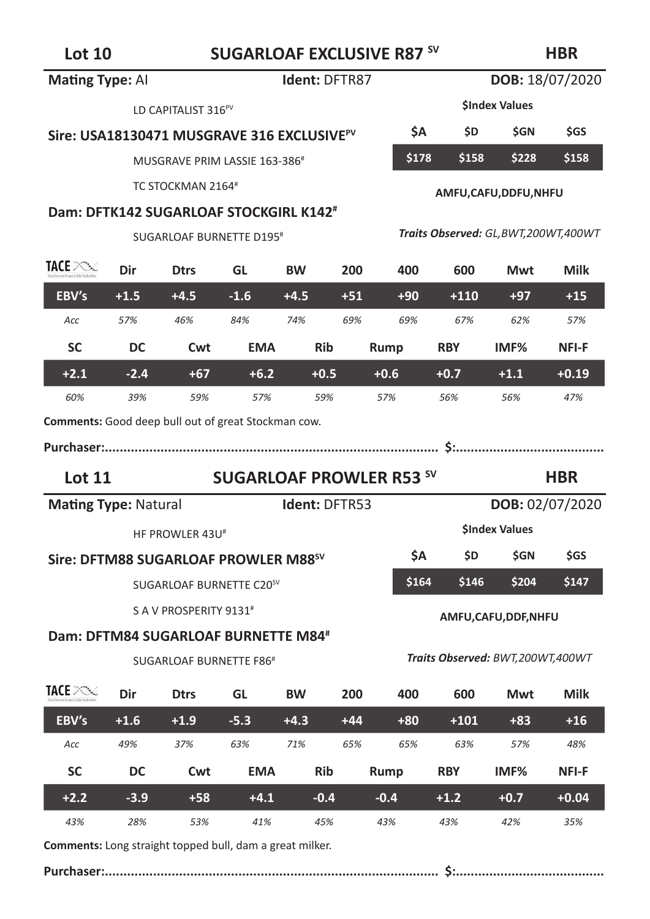## Lot 10 — SUGARLOAF EXCLUSIVE R87 SV — HBR

**Mating Type:** AI | **Ident:** DFTR87 | **DOB:** 18/07/2020

LD CAPITALIST 316PV

**Sire: USA18130471 MUSGRAVE 316 EXCLUSIVEPV**

MUSGRAVE PRIM LASSIE 163-386#

TC STOCKMAN 2164#

**Dam: DFTK142 SUGARLOAF STOCKGIRL K142#**

SUGARLOAF BURNETTE D195#

**$Index Values**

| $A | $D | $GN | $GS |
|---|---|---|---|
| $178 | $158 | $228 | $158 |

**AMFU,CAFU,DDFU,NHFU**

***Traits Observed:** GL,BWT,200WT,400WT*

| TACE | Dir | Dtrs | GL | BW | 200 | 400 | 600 | Mwt | Milk |
|---|---|---|---|---|---|---|---|---|---|
| EBV's | +1.5 | +4.5 | -1.6 | +4.5 | +51 | +90 | +110 | +97 | +15 |
| *Acc* | *57%* | *46%* | *84%* | *74%* | *69%* | *69%* | *67%* | *62%* | *57%* |

| SC | DC | Cwt | EMA | Rib | Rump | RBY | IMF% | NFI-F |
|---|---|---|---|---|---|---|---|---|
| +2.1 | -2.4 | +67 | +6.2 | +0.5 | +0.6 | +0.7 | +1.1 | +0.19 |
| *60%* | *39%* | *59%* | *57%* | *59%* | *57%* | *56%* | *56%* | *47%* |

**Comments:** Good deep bull out of great Stockman cow.

**Purchaser:..........................................................................................  $:........................................**

## Lot 11 — SUGARLOAF PROWLER R53 SV — HBR

**Mating Type:** Natural | **Ident:** DFTR53 | **DOB:** 02/07/2020

HF PROWLER 43U#

**Sire: DFTM88 SUGARLOAF PROWLER M88SV**

SUGARLOAF BURNETTE C20SV

S A V PROSPERITY 9131#

**Dam: DFTM84 SUGARLOAF BURNETTE M84#**

SUGARLOAF BURNETTE F86#

**$Index Values**

| $A | $D | $GN | $GS |
|---|---|---|---|
| $164 | $146 | $204 | $147 |

**AMFU,CAFU,DDF,NHFU**

***Traits Observed:** BWT,200WT,400WT*

| TACE | Dir | Dtrs | GL | BW | 200 | 400 | 600 | Mwt | Milk |
|---|---|---|---|---|---|---|---|---|---|
| EBV's | +1.6 | +1.9 | -5.3 | +4.3 | +44 | +80 | +101 | +83 | +16 |
| *Acc* | *49%* | *37%* | *63%* | *71%* | *65%* | *65%* | *63%* | *57%* | *48%* |

| SC | DC | Cwt | EMA | Rib | Rump | RBY | IMF% | NFI-F |
|---|---|---|---|---|---|---|---|---|
| +2.2 | -3.9 | +58 | +4.1 | -0.4 | -0.4 | +1.2 | +0.7 | +0.04 |
| *43%* | *28%* | *53%* | *41%* | *45%* | *43%* | *43%* | *42%* | *35%* |

**Comments:** Long straight topped bull, dam a great milker.

**Purchaser:..........................................................................................  $:........................................**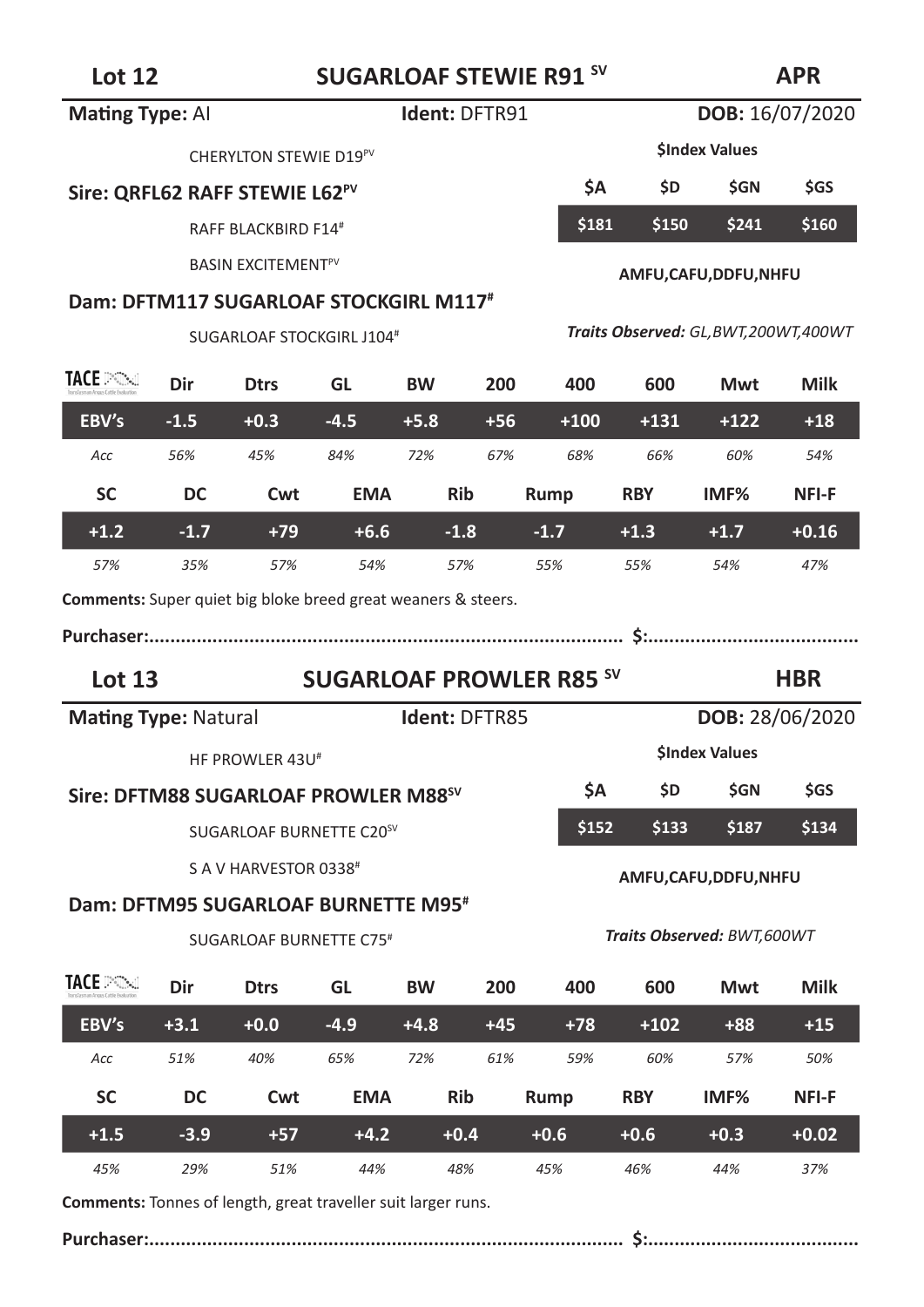## Lot 12 — SUGARLOAF STEWIE R91 [SV] — APR

**Mating Type:** AI | **Ident:** DFTR91 | **DOB:** 16/07/2020

CHERYLTON STEWIE D19[PV]

**Sire: QRFL62 RAFF STEWIE L62[PV]**

RAFF BLACKBIRD F14[#]

BASIN EXCITEMENT[PV]

**Dam: DFTM117 SUGARLOAF STOCKGIRL M117[#]**

SUGARLOAF STOCKGIRL J104[#]

**$Index Values**

| $A | $D | $GN | $GS |
|---|---|---|---|
| $181 | $150 | $241 | $160 |

**AMFU,CAFU,DDFU,NHFU**

***Traits Observed:** GL,BWT,200WT,400WT*

| TACE | Dir | Dtrs | GL | BW | 200 | 400 | 600 | Mwt | Milk |
|---|---|---|---|---|---|---|---|---|---|
| EBV's | -1.5 | +0.3 | -4.5 | +5.8 | +56 | +100 | +131 | +122 | +18 |
| *Acc* | *56%* | *45%* | *84%* | *72%* | *67%* | *68%* | *66%* | *60%* | *54%* |

| SC | DC | Cwt | EMA | Rib | Rump | RBY | IMF% | NFI-F |
|---|---|---|---|---|---|---|---|---|
| +1.2 | -1.7 | +79 | +6.6 | -1.8 | -1.7 | +1.3 | +1.7 | +0.16 |
| *57%* | *35%* | *57%* | *54%* | *57%* | *55%* | *55%* | *54%* | *47%* |

**Comments:** Super quiet big bloke breed great weaners & steers.

**Purchaser:**........................................................................................ **$:**........................................

## Lot 13 — SUGARLOAF PROWLER R85 [SV] — HBR

**Mating Type:** Natural | **Ident:** DFTR85 | **DOB:** 28/06/2020

HF PROWLER 43U[#]

**Sire: DFTM88 SUGARLOAF PROWLER M88[SV]**

SUGARLOAF BURNETTE C20[SV]

S A V HARVESTOR 0338[#]

**Dam: DFTM95 SUGARLOAF BURNETTE M95[#]**

SUGARLOAF BURNETTE C75[#]

**$Index Values**

| $A | $D | $GN | $GS |
|---|---|---|---|
| $152 | $133 | $187 | $134 |

**AMFU,CAFU,DDFU,NHFU**

***Traits Observed:** BWT,600WT*

| TACE | Dir | Dtrs | GL | BW | 200 | 400 | 600 | Mwt | Milk |
|---|---|---|---|---|---|---|---|---|---|
| EBV's | +3.1 | +0.0 | -4.9 | +4.8 | +45 | +78 | +102 | +88 | +15 |
| *Acc* | *51%* | *40%* | *65%* | *72%* | *61%* | *59%* | *60%* | *57%* | *50%* |

| SC | DC | Cwt | EMA | Rib | Rump | RBY | IMF% | NFI-F |
|---|---|---|---|---|---|---|---|---|
| +1.5 | -3.9 | +57 | +4.2 | +0.4 | +0.6 | +0.6 | +0.3 | +0.02 |
| *45%* | *29%* | *51%* | *44%* | *48%* | *45%* | *46%* | *44%* | *37%* |

**Comments:** Tonnes of length, great traveller suit larger runs.

**Purchaser:**........................................................................................ **$:**........................................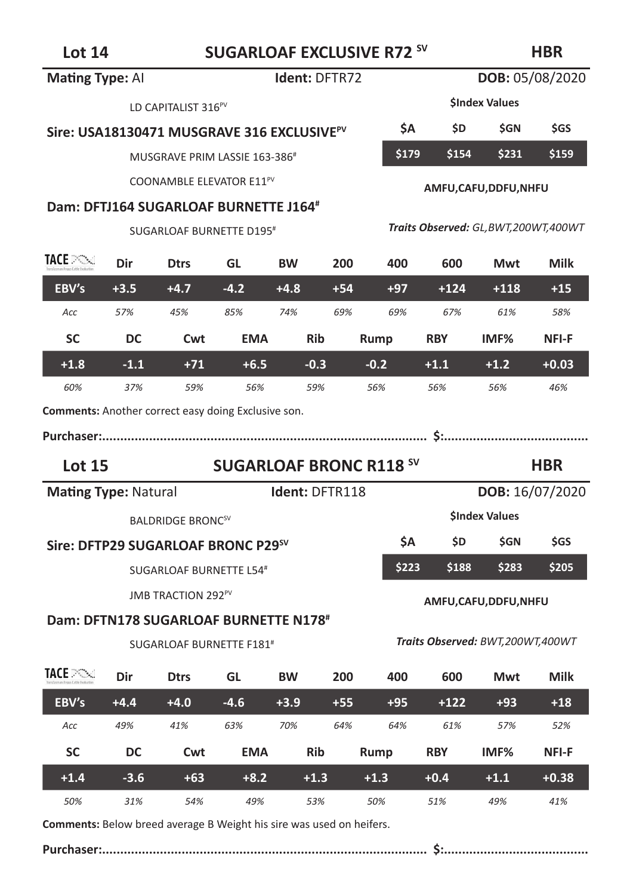## Lot 14 — SUGARLOAF EXCLUSIVE R72 SV — HBR

**Mating Type:** AI **Ident:** DFTR72 **DOB:** 05/08/2020

LD CAPITALIST 316PV

**Sire: USA18130471 MUSGRAVE 316 EXCLUSIVEPV**

MUSGRAVE PRIM LASSIE 163-386#

COONAMBLE ELEVATOR E11PV

**Dam: DFTJ164 SUGARLOAF BURNETTE J164#**

SUGARLOAF BURNETTE D195#

**$Index Values**

| $A | $D | $GN | $GS |
|---|---|---|---|
| $179 | $154 | $231 | $159 |

**AMFU,CAFU,DDFU,NHFU**

***Traits Observed:*** *GL,BWT,200WT,400WT*

| TACE | Dir | Dtrs | GL | BW | 200 | 400 | 600 | Mwt | Milk |
|---|---|---|---|---|---|---|---|---|---|
| EBV's | +3.5 | +4.7 | -4.2 | +4.8 | +54 | +97 | +124 | +118 | +15 |
| *Acc* | *57%* | *45%* | *85%* | *74%* | *69%* | *69%* | *67%* | *61%* | *58%* |

| SC | DC | Cwt | EMA | Rib | Rump | RBY | IMF% | NFI-F |
|---|---|---|---|---|---|---|---|---|
| +1.8 | -1.1 | +71 | +6.5 | -0.3 | -0.2 | +1.1 | +1.2 | +0.03 |
| *60%* | *37%* | *59%* | *56%* | *59%* | *56%* | *56%* | *56%* | *46%* |

**Comments:** Another correct easy doing Exclusive son.

**Purchaser:.......................................................................................... $:........................................**

## Lot 15 — SUGARLOAF BRONC R118 SV — HBR

**Mating Type:** Natural **Ident:** DFTR118 **DOB:** 16/07/2020

BALDRIDGE BRONCSV

**Sire: DFTP29 SUGARLOAF BRONC P29SV**

SUGARLOAF BURNETTE L54#

JMB TRACTION 292PV

**Dam: DFTN178 SUGARLOAF BURNETTE N178#**

SUGARLOAF BURNETTE F181#

**$Index Values**

| $A | $D | $GN | $GS |
|---|---|---|---|
| $223 | $188 | $283 | $205 |

**AMFU,CAFU,DDFU,NHFU**

***Traits Observed:*** *BWT,200WT,400WT*

| TACE | Dir | Dtrs | GL | BW | 200 | 400 | 600 | Mwt | Milk |
|---|---|---|---|---|---|---|---|---|---|
| EBV's | +4.4 | +4.0 | -4.6 | +3.9 | +55 | +95 | +122 | +93 | +18 |
| *Acc* | *49%* | *41%* | *63%* | *70%* | *64%* | *64%* | *61%* | *57%* | *52%* |

| SC | DC | Cwt | EMA | Rib | Rump | RBY | IMF% | NFI-F |
|---|---|---|---|---|---|---|---|---|
| +1.4 | -3.6 | +63 | +8.2 | +1.3 | +1.3 | +0.4 | +1.1 | +0.38 |
| *50%* | *31%* | *54%* | *49%* | *53%* | *50%* | *51%* | *49%* | *41%* |

**Comments:** Below breed average B Weight his sire was used on heifers.

**Purchaser:.......................................................................................... $:........................................**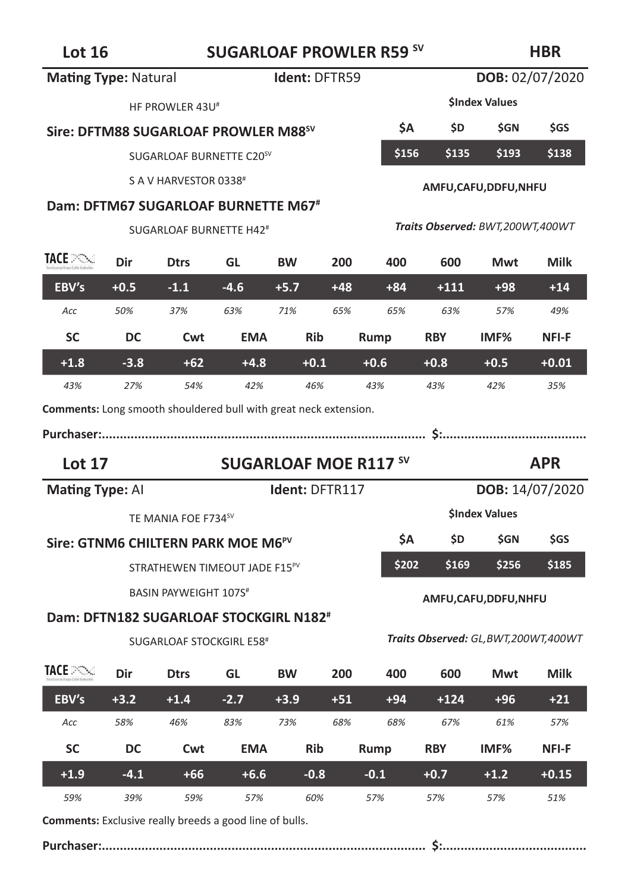## Lot 16 — SUGARLOAF PROWLER R59 SV — HBR

**Mating Type:** Natural **Ident:** DFTR59 **DOB:** 02/07/2020

HF PROWLER 43U#

**Sire: DFTM88 SUGARLOAF PROWLER M88SV**

SUGARLOAF BURNETTE C20SV

S A V HARVESTOR 0338#

**Dam: DFTM67 SUGARLOAF BURNETTE M67#**

SUGARLOAF BURNETTE H42#

**$Index Values**

| $A | $D | $GN | $GS |
|---|---|---|---|
| $156 | $135 | $193 | $138 |

**AMFU,CAFU,DDFU,NHFU**

***Traits Observed:*** *BWT,200WT,400WT*

| TACE | Dir | Dtrs | GL | BW | 200 | 400 | 600 | Mwt | Milk |
|---|---|---|---|---|---|---|---|---|---|
| EBV's | +0.5 | -1.1 | -4.6 | +5.7 | +48 | +84 | +111 | +98 | +14 |
| *Acc* | *50%* | *37%* | *63%* | *71%* | *65%* | *65%* | *63%* | *57%* | *49%* |

| SC | DC | Cwt | EMA | Rib | Rump | RBY | IMF% | NFI-F |
|---|---|---|---|---|---|---|---|---|
| +1.8 | -3.8 | +62 | +4.8 | +0.1 | +0.6 | +0.8 | +0.5 | +0.01 |
| *43%* | *27%* | *54%* | *42%* | *46%* | *43%* | *43%* | *42%* | *35%* |

**Comments:** Long smooth shouldered bull with great neck extension.

**Purchaser:**........................................................................................ **$:**........................................

## Lot 17 — SUGARLOAF MOE R117 SV — APR

**Mating Type:** AI **Ident:** DFTR117 **DOB:** 14/07/2020

TE MANIA FOE F734SV

**Sire: GTNM6 CHILTERN PARK MOE M6PV**

STRATHEWEN TIMEOUT JADE F15PV

BASIN PAYWEIGHT 107S#

**Dam: DFTN182 SUGARLOAF STOCKGIRL N182#**

SUGARLOAF STOCKGIRL E58#

**$Index Values**

| $A | $D | $GN | $GS |
|---|---|---|---|
| $202 | $169 | $256 | $185 |

**AMFU,CAFU,DDFU,NHFU**

***Traits Observed:*** *GL,BWT,200WT,400WT*

| TACE | Dir | Dtrs | GL | BW | 200 | 400 | 600 | Mwt | Milk |
|---|---|---|---|---|---|---|---|---|---|
| EBV's | +3.2 | +1.4 | -2.7 | +3.9 | +51 | +94 | +124 | +96 | +21 |
| *Acc* | *58%* | *46%* | *83%* | *73%* | *68%* | *68%* | *67%* | *61%* | *57%* |

| SC | DC | Cwt | EMA | Rib | Rump | RBY | IMF% | NFI-F |
|---|---|---|---|---|---|---|---|---|
| +1.9 | -4.1 | +66 | +6.6 | -0.8 | -0.1 | +0.7 | +1.2 | +0.15 |
| *59%* | *39%* | *59%* | *57%* | *60%* | *57%* | *57%* | *57%* | *51%* |

**Comments:** Exclusive really breeds a good line of bulls.

**Purchaser:**........................................................................................ **$:**........................................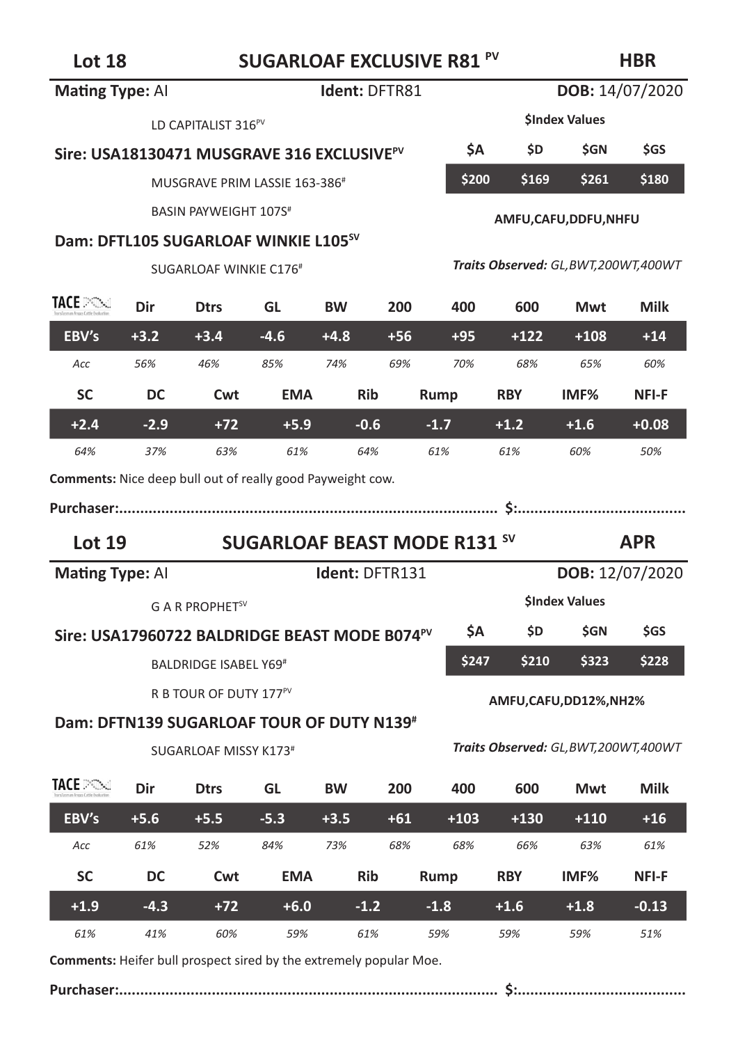## Lot 18 SUGARLOAF EXCLUSIVE R81 PV HBR

**Mating Type:** AI **Ident:** DFTR81 **DOB:** 14/07/2020

LD CAPITALIST 316PV

**Sire: USA18130471 MUSGRAVE 316 EXCLUSIVEPV**

MUSGRAVE PRIM LASSIE 163-386#

BASIN PAYWEIGHT 107S#

**Dam: DFTL105 SUGARLOAF WINKIE L105SV**

SUGARLOAF WINKIE C176#

**$Index Values**

| $A | $D | $GN | $GS |
|---|---|---|---|
| $200 | $169 | $261 | $180 |

**AMFU,CAFU,DDFU,NHFU**

***Traits Observed:** GL,BWT,200WT,400WT*

| TACE | Dir | Dtrs | GL | BW | 200 | 400 | 600 | Mwt | Milk |
|---|---|---|---|---|---|---|---|---|---|
| EBV's | +3.2 | +3.4 | -4.6 | +4.8 | +56 | +95 | +122 | +108 | +14 |
| Acc | 56% | 46% | 85% | 74% | 69% | 70% | 68% | 65% | 60% |

| SC | DC | Cwt | EMA | Rib | Rump | RBY | IMF% | NFI-F |
|---|---|---|---|---|---|---|---|---|
| +2.4 | -2.9 | +72 | +5.9 | -0.6 | -1.7 | +1.2 | +1.6 | +0.08 |
| 64% | 37% | 63% | 61% | 64% | 61% | 61% | 60% | 50% |

**Comments:** Nice deep bull out of really good Payweight cow.

**Purchaser:.......................................................................................... $:........................................**

## Lot 19 SUGARLOAF BEAST MODE R131 SV APR

**Mating Type:** AI **Ident:** DFTR131 **DOB:** 12/07/2020

G A R PROPHETSV

**Sire: USA17960722 BALDRIDGE BEAST MODE B074PV**

BALDRIDGE ISABEL Y69#

R B TOUR OF DUTY 177PV

**Dam: DFTN139 SUGARLOAF TOUR OF DUTY N139#**

SUGARLOAF MISSY K173#

**$Index Values**

| $A | $D | $GN | $GS |
|---|---|---|---|
| $247 | $210 | $323 | $228 |

**AMFU,CAFU,DD12%,NH2%**

***Traits Observed:** GL,BWT,200WT,400WT*

| TACE | Dir | Dtrs | GL | BW | 200 | 400 | 600 | Mwt | Milk |
|---|---|---|---|---|---|---|---|---|---|
| EBV's | +5.6 | +5.5 | -5.3 | +3.5 | +61 | +103 | +130 | +110 | +16 |
| Acc | 61% | 52% | 84% | 73% | 68% | 68% | 66% | 63% | 61% |

| SC | DC | Cwt | EMA | Rib | Rump | RBY | IMF% | NFI-F |
|---|---|---|---|---|---|---|---|---|
| +1.9 | -4.3 | +72 | +6.0 | -1.2 | -1.8 | +1.6 | +1.8 | -0.13 |
| 61% | 41% | 60% | 59% | 61% | 59% | 59% | 59% | 51% |

**Comments:** Heifer bull prospect sired by the extremely popular Moe.

**Purchaser:.......................................................................................... $:........................................**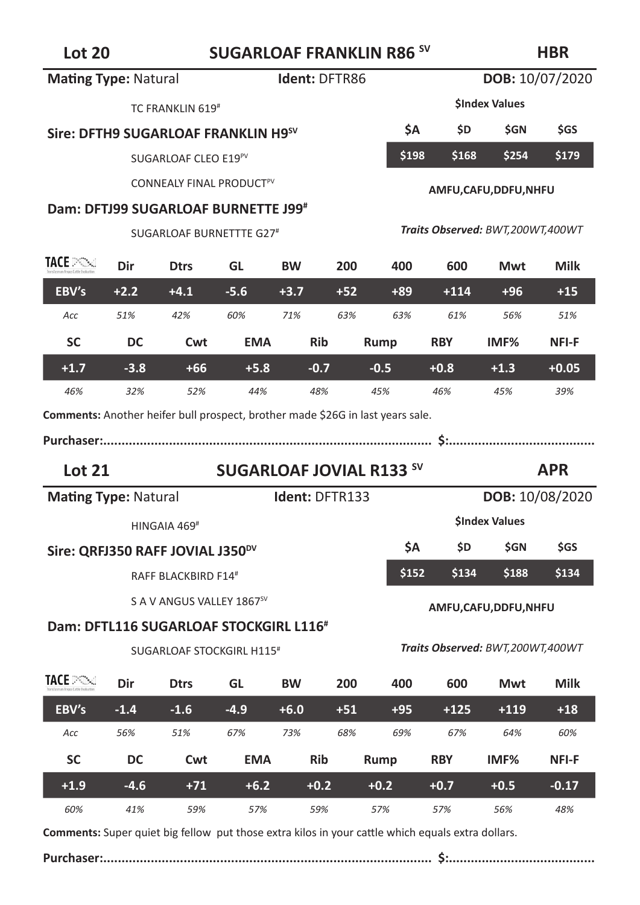## Lot 20 — SUGARLOAF FRANKLIN R86 SV — HBR

**Mating Type:** Natural | **Ident:** DFTR86 | **DOB:** 10/07/2020

TC FRANKLIN 619#

**Sire: DFTH9 SUGARLOAF FRANKLIN H9SV**

SUGARLOAF CLEO E19PV

CONNEALY FINAL PRODUCTPV

**Dam: DFTJ99 SUGARLOAF BURNETTE J99#**

SUGARLOAF BURNETTTE G27#

**$Index Values**

| $A | $D | $GN | $GS |
|---|---|---|---|
| $198 | $168 | $254 | $179 |

AMFU,CAFU,DDFU,NHFU

***Traits Observed:*** *BWT,200WT,400WT*

| TACE | Dir | Dtrs | GL | BW | 200 | 400 | 600 | Mwt | Milk |
|---|---|---|---|---|---|---|---|---|---|
| EBV's | +2.2 | +4.1 | -5.6 | +3.7 | +52 | +89 | +114 | +96 | +15 |
| Acc | 51% | 42% | 60% | 71% | 63% | 63% | 61% | 56% | 51% |

| SC | DC | Cwt | EMA | Rib | Rump | RBY | IMF% | NFI-F |
|---|---|---|---|---|---|---|---|---|
| +1.7 | -3.8 | +66 | +5.8 | -0.7 | -0.5 | +0.8 | +1.3 | +0.05 |
| 46% | 32% | 52% | 44% | 48% | 45% | 46% | 45% | 39% |

**Comments:** Another heifer bull prospect, brother made $26G in last years sale.

**Purchaser:**........................................................................................ **$:**........................................

## Lot 21 — SUGARLOAF JOVIAL R133 SV — APR

**Mating Type:** Natural | **Ident:** DFTR133 | **DOB:** 10/08/2020

HINGAIA 469#

**Sire: QRFJ350 RAFF JOVIAL J350DV**

RAFF BLACKBIRD F14#

S A V ANGUS VALLEY 1867SV

**Dam: DFTL116 SUGARLOAF STOCKGIRL L116#**

SUGARLOAF STOCKGIRL H115#

**$Index Values**

| $A | $D | $GN | $GS |
|---|---|---|---|
| $152 | $134 | $188 | $134 |

AMFU,CAFU,DDFU,NHFU

***Traits Observed:*** *BWT,200WT,400WT*

| TACE | Dir | Dtrs | GL | BW | 200 | 400 | 600 | Mwt | Milk |
|---|---|---|---|---|---|---|---|---|---|
| EBV's | -1.4 | -1.6 | -4.9 | +6.0 | +51 | +95 | +125 | +119 | +18 |
| Acc | 56% | 51% | 67% | 73% | 68% | 69% | 67% | 64% | 60% |

| SC | DC | Cwt | EMA | Rib | Rump | RBY | IMF% | NFI-F |
|---|---|---|---|---|---|---|---|---|
| +1.9 | -4.6 | +71 | +6.2 | +0.2 | +0.2 | +0.7 | +0.5 | -0.17 |
| 60% | 41% | 59% | 57% | 59% | 57% | 57% | 56% | 48% |

**Comments:** Super quiet big fellow put those extra kilos in your cattle which equals extra dollars.

**Purchaser:**........................................................................................ **$:**........................................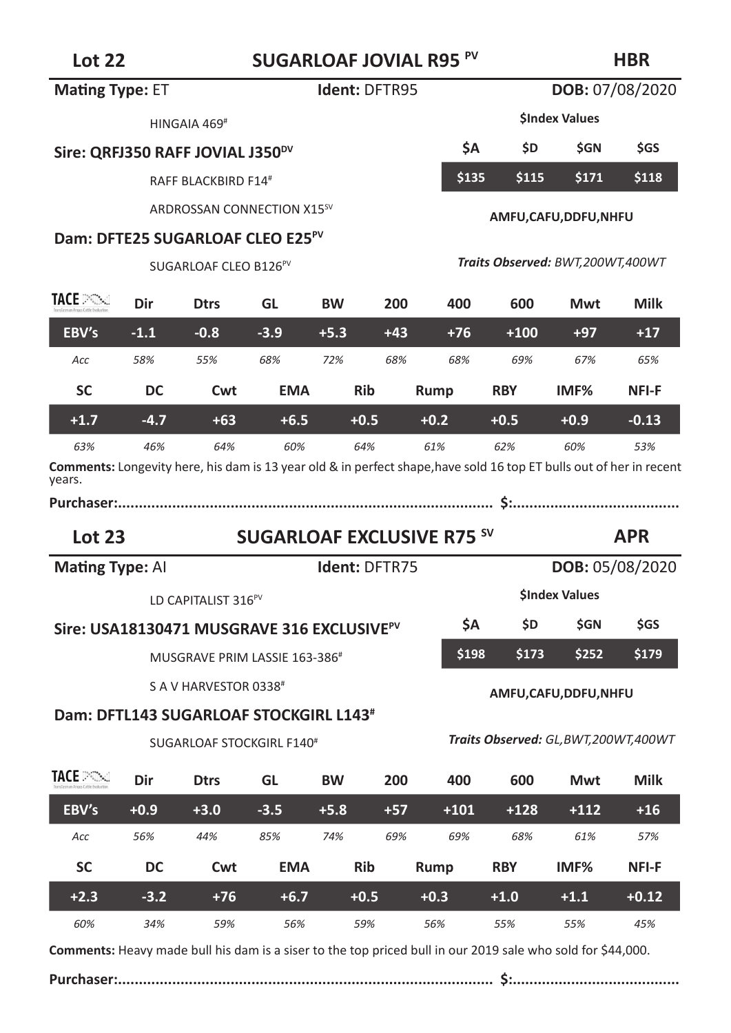## Lot 22 — SUGARLOAF JOVIAL R95 PV — HBR

**Mating Type:** ET **Ident:** DFTR95 **DOB:** 07/08/2020

HINGAIA 469#

**Sire: QRFJ350 RAFF JOVIAL J350DV**

RAFF BLACKBIRD F14#

ARDROSSAN CONNECTION X15SV

**Dam: DFTE25 SUGARLOAF CLEO E25PV**

SUGARLOAF CLEO B126PV

**$Index Values**

| $A | $D | $GN | $GS |
|---|---|---|---|
| $135 | $115 | $171 | $118 |

**AMFU,CAFU,DDFU,NHFU**

***Traits Observed:** BWT,200WT,400WT*

| TACE | Dir | Dtrs | GL | BW | 200 | 400 | 600 | Mwt | Milk |
|---|---|---|---|---|---|---|---|---|---|
| EBV's | -1.1 | -0.8 | -3.9 | +5.3 | +43 | +76 | +100 | +97 | +17 |
| *Acc* | *58%* | *55%* | *68%* | *72%* | *68%* | *68%* | *69%* | *67%* | *65%* |

| SC | DC | Cwt | EMA | Rib | Rump | RBY | IMF% | NFI-F |
|---|---|---|---|---|---|---|---|---|
| +1.7 | -4.7 | +63 | +6.5 | +0.5 | +0.2 | +0.5 | +0.9 | -0.13 |
| *63%* | *46%* | *64%* | *60%* | *64%* | *61%* | *62%* | *60%* | *53%* |

**Comments:** Longevity here, his dam is 13 year old & in perfect shape,have sold 16 top ET bulls out of her in recent years.

**Purchaser:.......................................................................................... $:.........................................**

## Lot 23 — SUGARLOAF EXCLUSIVE R75 SV — APR

**Mating Type:** AI **Ident:** DFTR75 **DOB:** 05/08/2020

LD CAPITALIST 316PV

**Sire: USA18130471 MUSGRAVE 316 EXCLUSIVEPV**

MUSGRAVE PRIM LASSIE 163-386#

S A V HARVESTOR 0338#

**Dam: DFTL143 SUGARLOAF STOCKGIRL L143#**

SUGARLOAF STOCKGIRL F140#

**$Index Values**

| $A | $D | $GN | $GS |
|---|---|---|---|
| $198 | $173 | $252 | $179 |

**AMFU,CAFU,DDFU,NHFU**

***Traits Observed:** GL,BWT,200WT,400WT*

| TACE | Dir | Dtrs | GL | BW | 200 | 400 | 600 | Mwt | Milk |
|---|---|---|---|---|---|---|---|---|---|
| EBV's | +0.9 | +3.0 | -3.5 | +5.8 | +57 | +101 | +128 | +112 | +16 |
| *Acc* | *56%* | *44%* | *85%* | *74%* | *69%* | *69%* | *68%* | *61%* | *57%* |

| SC | DC | Cwt | EMA | Rib | Rump | RBY | IMF% | NFI-F |
|---|---|---|---|---|---|---|---|---|
| +2.3 | -3.2 | +76 | +6.7 | +0.5 | +0.3 | +1.0 | +1.1 | +0.12 |
| *60%* | *34%* | *59%* | *56%* | *59%* | *56%* | *55%* | *55%* | *45%* |

**Comments:** Heavy made bull his dam is a siser to the top priced bull in our 2019 sale who sold for $44,000.

**Purchaser:.......................................................................................... $:.........................................**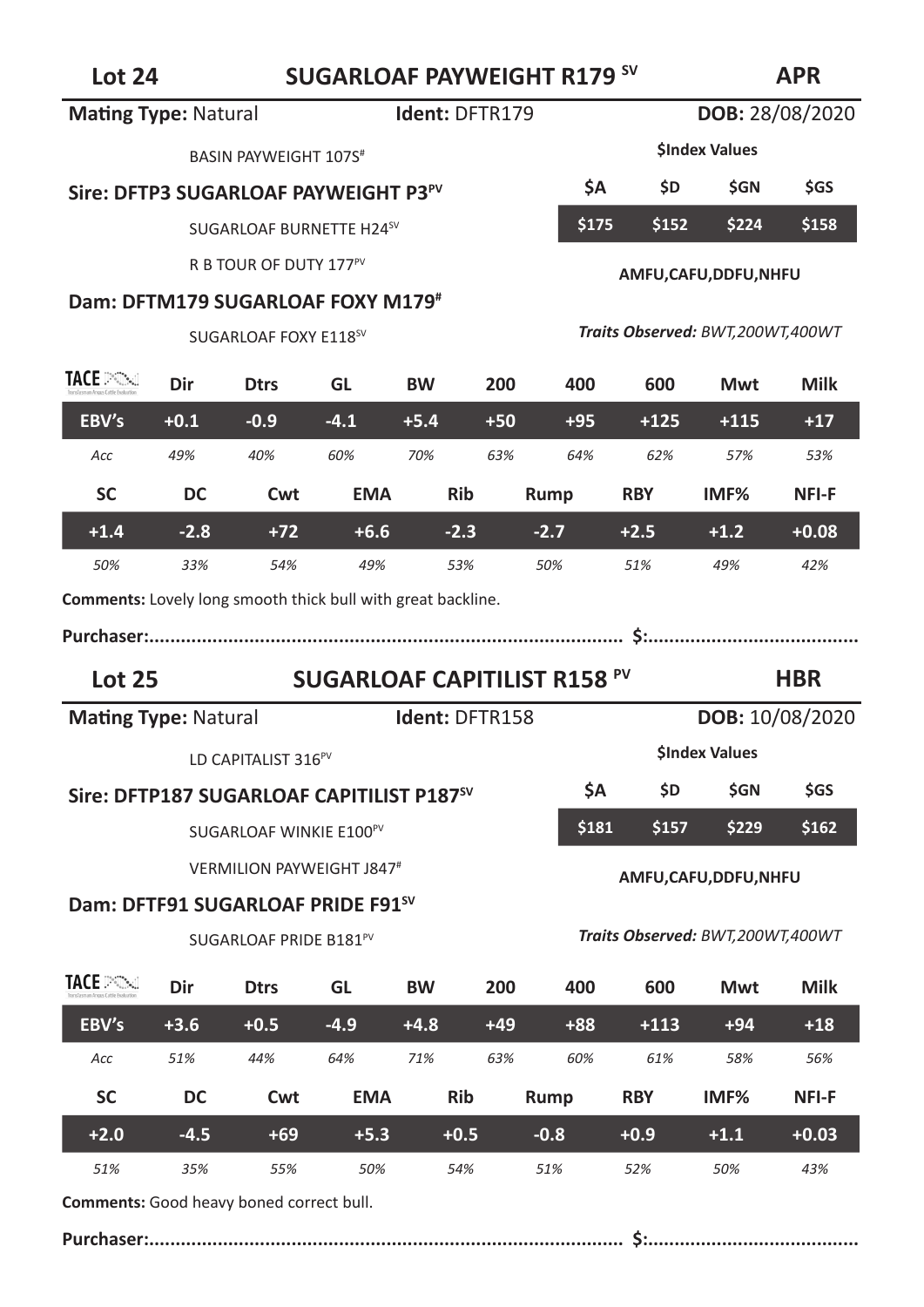## Lot 24 — SUGARLOAF PAYWEIGHT R179 SV — APR

**Mating Type:** Natural **Ident:** DFTR179 **DOB:** 28/08/2020

BASIN PAYWEIGHT 107S#

**Sire: DFTP3 SUGARLOAF PAYWEIGHT P3PV**

SUGARLOAF BURNETTE H24SV

R B TOUR OF DUTY 177PV

**Dam: DFTM179 SUGARLOAF FOXY M179#**

SUGARLOAF FOXY E118SV

**$Index Values**

| $A | $D | $GN | $GS |
|---|---|---|---|
| $175 | $152 | $224 | $158 |

**AMFU,CAFU,DDFU,NHFU**

***Traits Observed:*** *BWT,200WT,400WT*

| TACE | Dir | Dtrs | GL | BW | 200 | 400 | 600 | Mwt | Milk |
|---|---|---|---|---|---|---|---|---|---|
| EBV's | +0.1 | -0.9 | -4.1 | +5.4 | +50 | +95 | +125 | +115 | +17 |
| *Acc* | *49%* | *40%* | *60%* | *70%* | *63%* | *64%* | *62%* | *57%* | *53%* |

| SC | DC | Cwt | EMA | Rib | Rump | RBY | IMF% | NFI-F |
|---|---|---|---|---|---|---|---|---|
| +1.4 | -2.8 | +72 | +6.6 | -2.3 | -2.7 | +2.5 | +1.2 | +0.08 |
| *50%* | *33%* | *54%* | *49%* | *53%* | *50%* | *51%* | *49%* | *42%* |

**Comments:** Lovely long smooth thick bull with great backline.

**Purchaser:**........................................................................................ **$:**........................................

## Lot 25 — SUGARLOAF CAPITILIST R158 PV — HBR

**Mating Type:** Natural **Ident:** DFTR158 **DOB:** 10/08/2020

LD CAPITALIST 316PV

**Sire: DFTP187 SUGARLOAF CAPITILIST P187SV**

SUGARLOAF WINKIE E100PV

VERMILION PAYWEIGHT J847#

**Dam: DFTF91 SUGARLOAF PRIDE F91SV**

SUGARLOAF PRIDE B181PV

**$Index Values**

| $A | $D | $GN | $GS |
|---|---|---|---|
| $181 | $157 | $229 | $162 |

**AMFU,CAFU,DDFU,NHFU**

***Traits Observed:*** *BWT,200WT,400WT*

| TACE | Dir | Dtrs | GL | BW | 200 | 400 | 600 | Mwt | Milk |
|---|---|---|---|---|---|---|---|---|---|
| EBV's | +3.6 | +0.5 | -4.9 | +4.8 | +49 | +88 | +113 | +94 | +18 |
| *Acc* | *51%* | *44%* | *64%* | *71%* | *63%* | *60%* | *61%* | *58%* | *56%* |

| SC | DC | Cwt | EMA | Rib | Rump | RBY | IMF% | NFI-F |
|---|---|---|---|---|---|---|---|---|
| +2.0 | -4.5 | +69 | +5.3 | +0.5 | -0.8 | +0.9 | +1.1 | +0.03 |
| *51%* | *35%* | *55%* | *50%* | *54%* | *51%* | *52%* | *50%* | *43%* |

**Comments:** Good heavy boned correct bull.

**Purchaser:**........................................................................................ **$:**........................................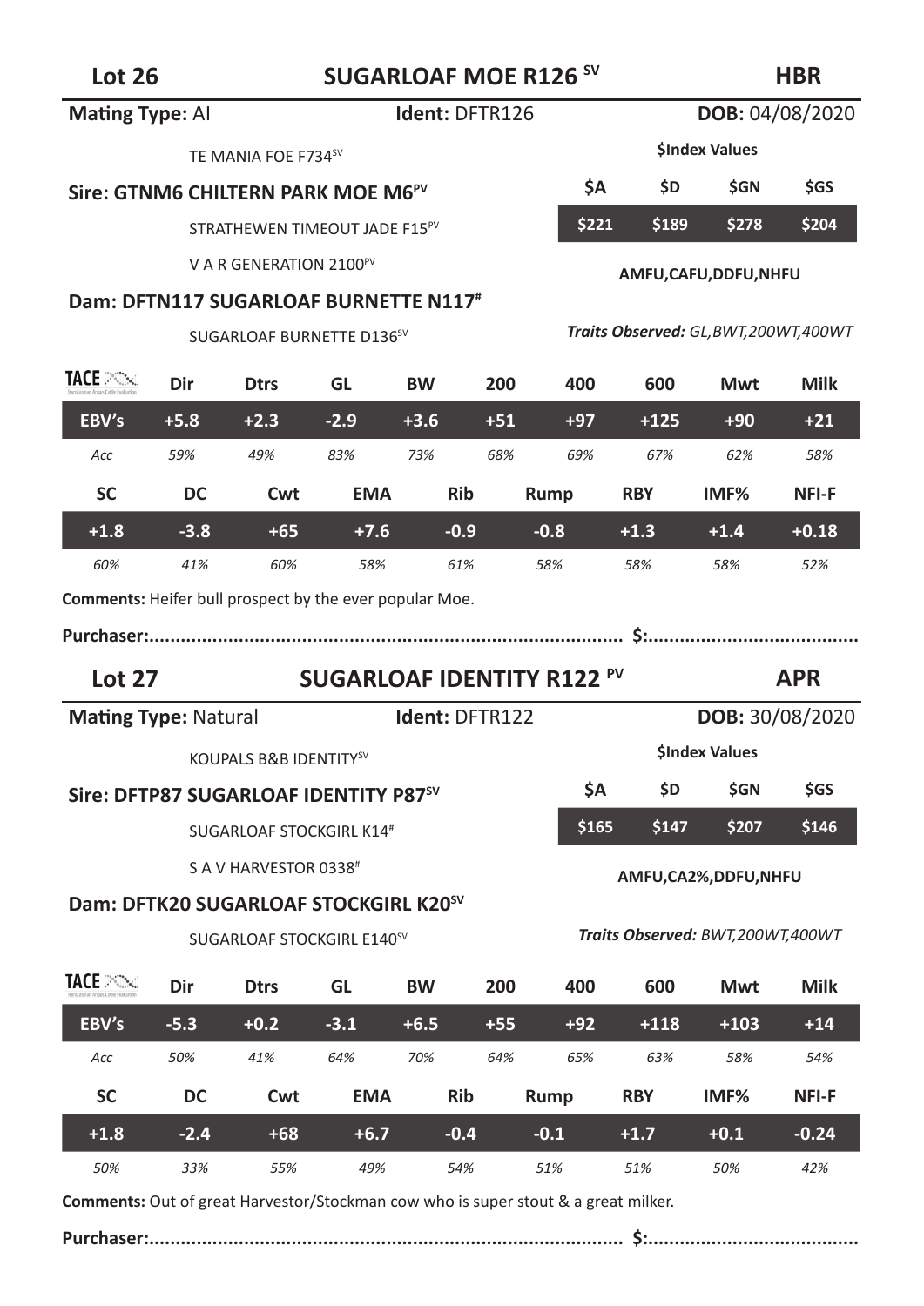## Lot 26 — SUGARLOAF MOE R126 SV — HBR

**Mating Type:** AI **Ident:** DFTR126 **DOB:** 04/08/2020

TE MANIA FOE F734SV

**Sire: GTNM6 CHILTERN PARK MOE M6PV**

STRATHEWEN TIMEOUT JADE F15PV

V A R GENERATION 2100PV

**Dam: DFTN117 SUGARLOAF BURNETTE N117#**

SUGARLOAF BURNETTE D136SV

**$Index Values**

| $A | $D | $GN | $GS |
|---|---|---|---|
| $221 | $189 | $278 | $204 |

**AMFU,CAFU,DDFU,NHFU**

***Traits Observed:*** *GL,BWT,200WT,400WT*

| TACE | Dir | Dtrs | GL | BW | 200 | 400 | 600 | Mwt | Milk |
|---|---|---|---|---|---|---|---|---|---|
| EBV's | +5.8 | +2.3 | -2.9 | +3.6 | +51 | +97 | +125 | +90 | +21 |
| *Acc* | *59%* | *49%* | *83%* | *73%* | *68%* | *69%* | *67%* | *62%* | *58%* |

| SC | DC | Cwt | EMA | Rib | Rump | RBY | IMF% | NFI-F |
|---|---|---|---|---|---|---|---|---|
| +1.8 | -3.8 | +65 | +7.6 | -0.9 | -0.8 | +1.3 | +1.4 | +0.18 |
| *60%* | *41%* | *60%* | *58%* | *61%* | *58%* | *58%* | *58%* | *52%* |

**Comments:** Heifer bull prospect by the ever popular Moe.

**Purchaser:**.......................................................................................... **$:**........................................

## Lot 27 — SUGARLOAF IDENTITY R122 PV — APR

**Mating Type:** Natural **Ident:** DFTR122 **DOB:** 30/08/2020

KOUPALS B&B IDENTITYSV

**Sire: DFTP87 SUGARLOAF IDENTITY P87SV**

SUGARLOAF STOCKGIRL K14#

S A V HARVESTOR 0338#

**Dam: DFTK20 SUGARLOAF STOCKGIRL K20SV**

SUGARLOAF STOCKGIRL E140SV

**$Index Values**

| $A | $D | $GN | $GS |
|---|---|---|---|
| $165 | $147 | $207 | $146 |

**AMFU,CA2%,DDFU,NHFU**

***Traits Observed:*** *BWT,200WT,400WT*

| TACE | Dir | Dtrs | GL | BW | 200 | 400 | 600 | Mwt | Milk |
|---|---|---|---|---|---|---|---|---|---|
| EBV's | -5.3 | +0.2 | -3.1 | +6.5 | +55 | +92 | +118 | +103 | +14 |
| *Acc* | *50%* | *41%* | *64%* | *70%* | *64%* | *65%* | *63%* | *58%* | *54%* |

| SC | DC | Cwt | EMA | Rib | Rump | RBY | IMF% | NFI-F |
|---|---|---|---|---|---|---|---|---|
| +1.8 | -2.4 | +68 | +6.7 | -0.4 | -0.1 | +1.7 | +0.1 | -0.24 |
| *50%* | *33%* | *55%* | *49%* | *54%* | *51%* | *51%* | *50%* | *42%* |

**Comments:** Out of great Harvestor/Stockman cow who is super stout & a great milker.

**Purchaser:**.......................................................................................... **$:**........................................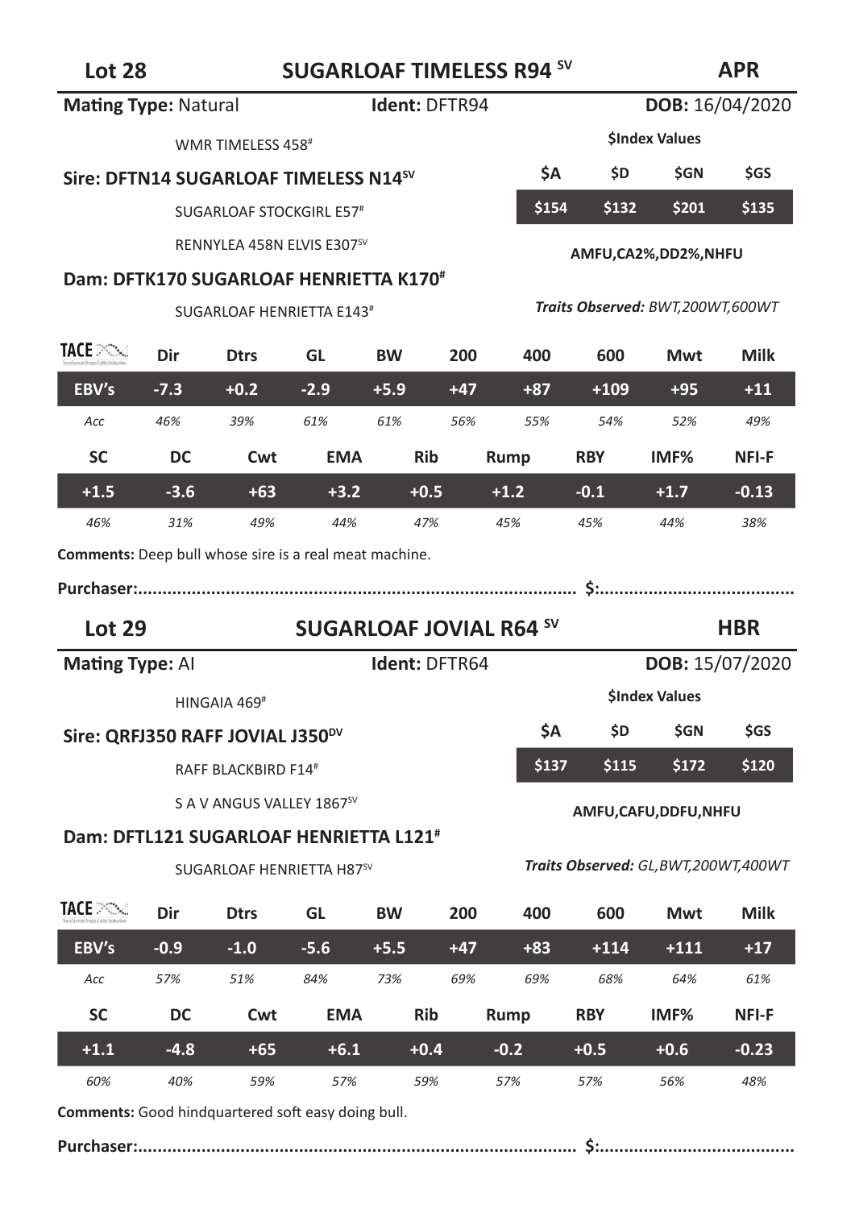## Lot 28 — SUGARLOAF TIMELESS R94 SV — APR

**Mating Type:** Natural **Ident:** DFTR94 **DOB:** 16/04/2020

WMR TIMELESS 458#

**Sire: DFTN14 SUGARLOAF TIMELESS N14SV**

SUGARLOAF STOCKGIRL E57#

RENNYLEA 458N ELVIS E307SV

**Dam: DFTK170 SUGARLOAF HENRIETTA K170#**

SUGARLOAF HENRIETTA E143#

**$Index Values**

| $A | $D | $GN | $GS |
|---|---|---|---|
| $154 | $132 | $201 | $135 |

**AMFU,CA2%,DD2%,NHFU**

***Traits Observed:** BWT,200WT,600WT*

| TACE | Dir | Dtrs | GL | BW | 200 | 400 | 600 | Mwt | Milk |
|---|---|---|---|---|---|---|---|---|---|
| **EBV's** | -7.3 | +0.2 | -2.9 | +5.9 | +47 | +87 | +109 | +95 | +11 |
| *Acc* | *46%* | *39%* | *61%* | *61%* | *56%* | *55%* | *54%* | *52%* | *49%* |

| SC | DC | Cwt | EMA | Rib | Rump | RBY | IMF% | NFI-F |
|---|---|---|---|---|---|---|---|---|
| +1.5 | -3.6 | +63 | +3.2 | +0.5 | +1.2 | -0.1 | +1.7 | -0.13 |
| *46%* | *31%* | *49%* | *44%* | *47%* | *45%* | *45%* | *44%* | *38%* |

**Comments:** Deep bull whose sire is a real meat machine.

**Purchaser:**.......................................................................................... **$:**.........................................

## Lot 29 — SUGARLOAF JOVIAL R64 SV — HBR

**Mating Type:** AI **Ident:** DFTR64 **DOB:** 15/07/2020

HINGAIA 469#

**Sire: QRFJ350 RAFF JOVIAL J350DV**

RAFF BLACKBIRD F14#

S A V ANGUS VALLEY 1867SV

**Dam: DFTL121 SUGARLOAF HENRIETTA L121#**

SUGARLOAF HENRIETTA H87SV

**$Index Values**

| $A | $D | $GN | $GS |
|---|---|---|---|
| $137 | $115 | $172 | $120 |

**AMFU,CAFU,DDFU,NHFU**

***Traits Observed:** GL,BWT,200WT,400WT*

| TACE | Dir | Dtrs | GL | BW | 200 | 400 | 600 | Mwt | Milk |
|---|---|---|---|---|---|---|---|---|---|
| **EBV's** | -0.9 | -1.0 | -5.6 | +5.5 | +47 | +83 | +114 | +111 | +17 |
| *Acc* | *57%* | *51%* | *84%* | *73%* | *69%* | *69%* | *68%* | *64%* | *61%* |

| SC | DC | Cwt | EMA | Rib | Rump | RBY | IMF% | NFI-F |
|---|---|---|---|---|---|---|---|---|
| +1.1 | -4.8 | +65 | +6.1 | +0.4 | -0.2 | +0.5 | +0.6 | -0.23 |
| *60%* | *40%* | *59%* | *57%* | *59%* | *57%* | *57%* | *56%* | *48%* |

**Comments:** Good hindquartered soft easy doing bull.

**Purchaser:**.......................................................................................... **$:**.........................................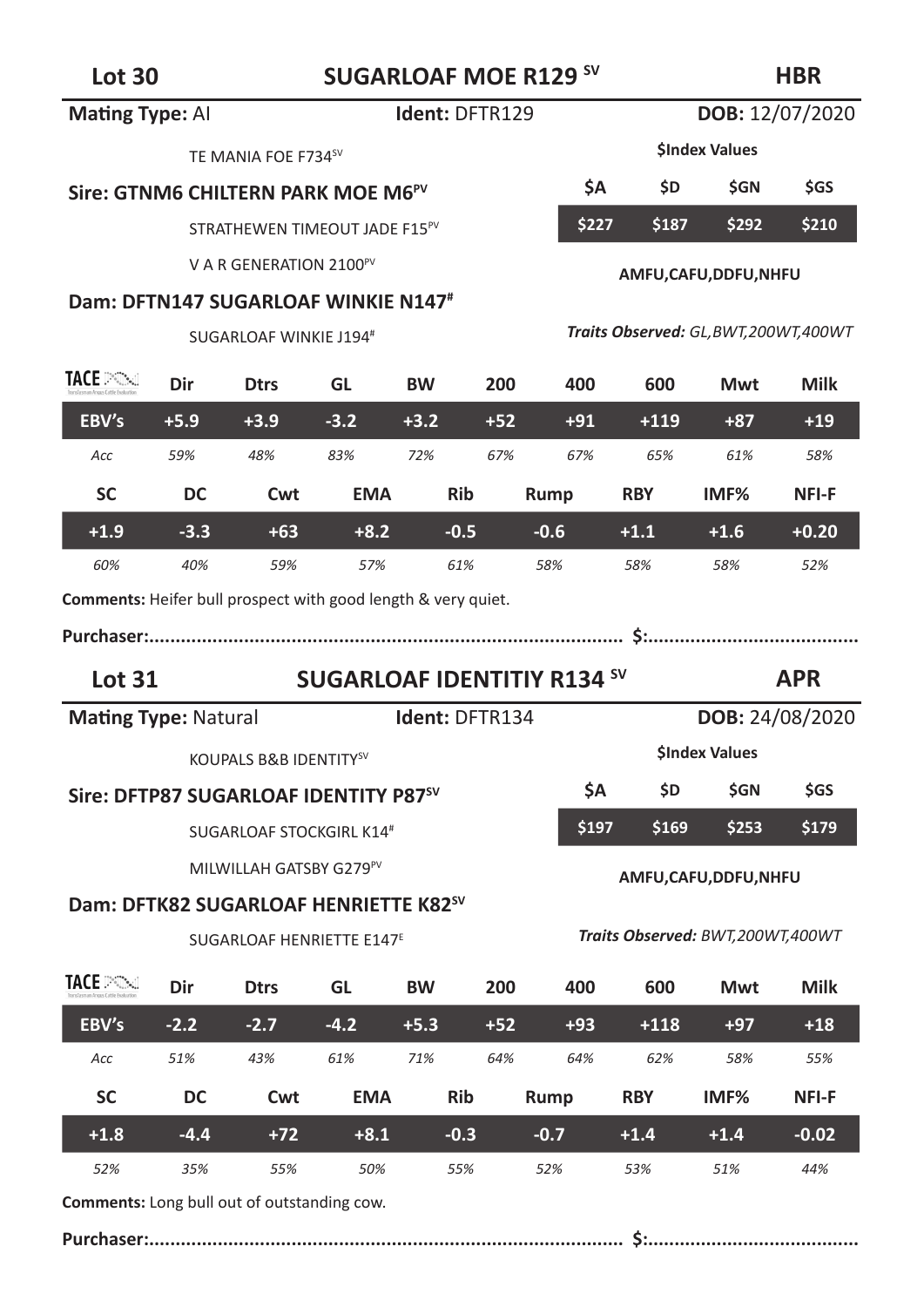## Lot 30 — SUGARLOAF MOE R129 SV — HBR

**Mating Type:** AI | **Ident:** DFTR129 | **DOB:** 12/07/2020

TE MANIA FOE F734SV

**Sire: GTNM6 CHILTERN PARK MOE M6PV**

STRATHEWEN TIMEOUT JADE F15PV

V A R GENERATION 2100PV

**Dam: DFTN147 SUGARLOAF WINKIE N147#**

SUGARLOAF WINKIE J194#

**$Index Values**

| $A | $D | $GN | $GS |
|---|---|---|---|
| $227 | $187 | $292 | $210 |

**AMFU,CAFU,DDFU,NHFU**

***Traits Observed:*** *GL,BWT,200WT,400WT*

| TACE | Dir | Dtrs | GL | BW | 200 | 400 | 600 | Mwt | Milk |
|---|---|---|---|---|---|---|---|---|---|
| EBV's | +5.9 | +3.9 | -3.2 | +3.2 | +52 | +91 | +119 | +87 | +19 |
| Acc | 59% | 48% | 83% | 72% | 67% | 67% | 65% | 61% | 58% |

| SC | DC | Cwt | EMA | Rib | Rump | RBY | IMF% | NFI-F |
|---|---|---|---|---|---|---|---|---|
| +1.9 | -3.3 | +63 | +8.2 | -0.5 | -0.6 | +1.1 | +1.6 | +0.20 |
| 60% | 40% | 59% | 57% | 61% | 58% | 58% | 58% | 52% |

**Comments:** Heifer bull prospect with good length & very quiet.

**Purchaser:.......................................................................................... $:........................................**

## Lot 31 — SUGARLOAF IDENTITIY R134 SV — APR

**Mating Type:** Natural | **Ident:** DFTR134 | **DOB:** 24/08/2020

KOUPALS B&B IDENTITYSV

**Sire: DFTP87 SUGARLOAF IDENTITY P87SV**

SUGARLOAF STOCKGIRL K14#

MILWILLAH GATSBY G279PV

**Dam: DFTK82 SUGARLOAF HENRIETTE K82SV**

SUGARLOAF HENRIETTE E147E

**$Index Values**

| $A | $D | $GN | $GS |
|---|---|---|---|
| $197 | $169 | $253 | $179 |

**AMFU,CAFU,DDFU,NHFU**

***Traits Observed:*** *BWT,200WT,400WT*

| TACE | Dir | Dtrs | GL | BW | 200 | 400 | 600 | Mwt | Milk |
|---|---|---|---|---|---|---|---|---|---|
| EBV's | -2.2 | -2.7 | -4.2 | +5.3 | +52 | +93 | +118 | +97 | +18 |
| Acc | 51% | 43% | 61% | 71% | 64% | 64% | 62% | 58% | 55% |

| SC | DC | Cwt | EMA | Rib | Rump | RBY | IMF% | NFI-F |
|---|---|---|---|---|---|---|---|---|
| +1.8 | -4.4 | +72 | +8.1 | -0.3 | -0.7 | +1.4 | +1.4 | -0.02 |
| 52% | 35% | 55% | 50% | 55% | 52% | 53% | 51% | 44% |

**Comments:** Long bull out of outstanding cow.

**Purchaser:.......................................................................................... $:........................................**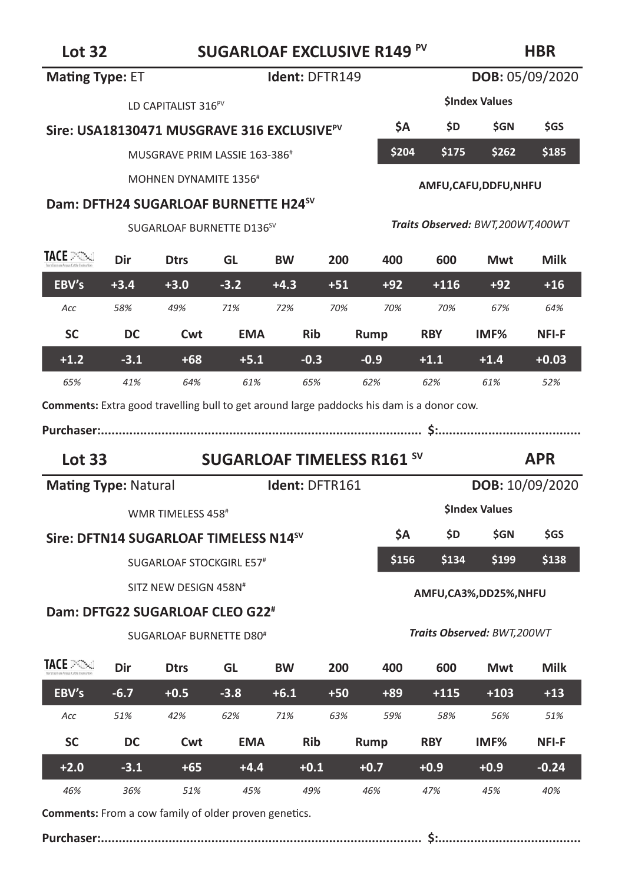## Lot 32 — SUGARLOAF EXCLUSIVE R149 PV — HBR

**Mating Type:** ET **Ident:** DFTR149 **DOB:** 05/09/2020

LD CAPITALIST 316PV

**Sire: USA18130471 MUSGRAVE 316 EXCLUSIVEPV**

MUSGRAVE PRIM LASSIE 163-386#

MOHNEN DYNAMITE 1356#

**Dam: DFTH24 SUGARLOAF BURNETTE H24SV**

SUGARLOAF BURNETTE D136SV

**$Index Values**

| $A | $D | $GN | $GS |
|---|---|---|---|
| $204 | $175 | $262 | $185 |

**AMFU,CAFU,DDFU,NHFU**

***Traits Observed:*** *BWT,200WT,400WT*

| TACE | Dir | Dtrs | GL | BW | 200 | 400 | 600 | Mwt | Milk |
|---|---|---|---|---|---|---|---|---|---|
| EBV's | +3.4 | +3.0 | -3.2 | +4.3 | +51 | +92 | +116 | +92 | +16 |
| Acc | 58% | 49% | 71% | 72% | 70% | 70% | 70% | 67% | 64% |

| SC | DC | Cwt | EMA | Rib | Rump | RBY | IMF% | NFI-F |
|---|---|---|---|---|---|---|---|---|
| +1.2 | -3.1 | +68 | +5.1 | -0.3 | -0.9 | +1.1 | +1.4 | +0.03 |
| 65% | 41% | 64% | 61% | 65% | 62% | 62% | 61% | 52% |

**Comments:** Extra good travelling bull to get around large paddocks his dam is a donor cow.

**Purchaser:.......................................................................................... $:........................................**

## Lot 33 — SUGARLOAF TIMELESS R161 SV — APR

**Mating Type:** Natural **Ident:** DFTR161 **DOB:** 10/09/2020

WMR TIMELESS 458#

**Sire: DFTN14 SUGARLOAF TIMELESS N14SV**

SUGARLOAF STOCKGIRL E57#

SITZ NEW DESIGN 458N#

**Dam: DFTG22 SUGARLOAF CLEO G22#**

SUGARLOAF BURNETTE D80#

**$Index Values**

| $A | $D | $GN | $GS |
|---|---|---|---|
| $156 | $134 | $199 | $138 |

**AMFU,CA3%,DD25%,NHFU**

***Traits Observed:*** *BWT,200WT*

| TACE | Dir | Dtrs | GL | BW | 200 | 400 | 600 | Mwt | Milk |
|---|---|---|---|---|---|---|---|---|---|
| EBV's | -6.7 | +0.5 | -3.8 | +6.1 | +50 | +89 | +115 | +103 | +13 |
| Acc | 51% | 42% | 62% | 71% | 63% | 59% | 58% | 56% | 51% |

| SC | DC | Cwt | EMA | Rib | Rump | RBY | IMF% | NFI-F |
|---|---|---|---|---|---|---|---|---|
| +2.0 | -3.1 | +65 | +4.4 | +0.1 | +0.7 | +0.9 | +0.9 | -0.24 |
| 46% | 36% | 51% | 45% | 49% | 46% | 47% | 45% | 40% |

**Comments:** From a cow family of older proven genetics.

**Purchaser:.......................................................................................... $:........................................**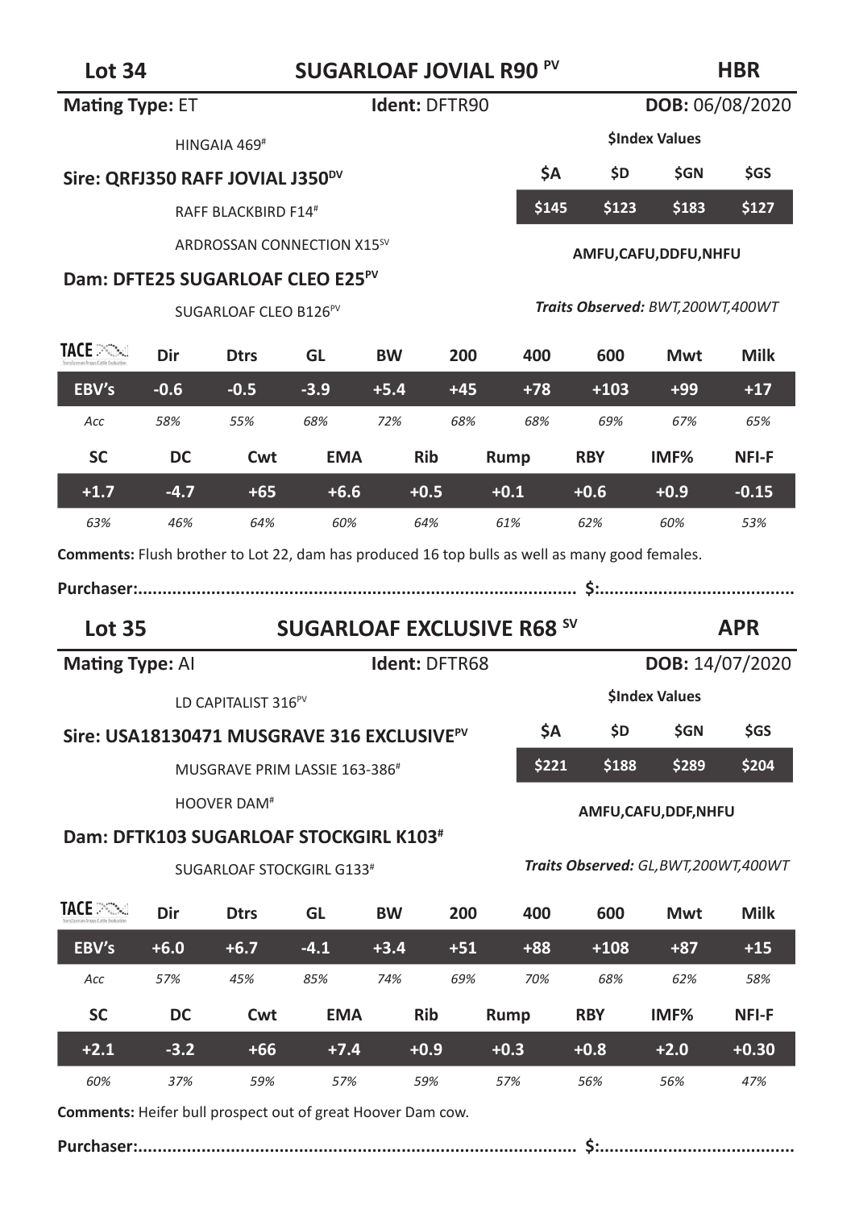## Lot 34 — SUGARLOAF JOVIAL R90 [PV] — HBR

**Mating Type:** ET **Ident:** DFTR90 **DOB:** 06/08/2020

HINGAIA 469[#]

**Sire: QRFJ350 RAFF JOVIAL J350[DV]**

RAFF BLACKBIRD F14[#]

ARDROSSAN CONNECTION X15[SV]

**Dam: DFTE25 SUGARLOAF CLEO E25[PV]**

SUGARLOAF CLEO B126[PV]

**$Index Values**

| $A | $D | $GN | $GS |
|---|---|---|---|
| $145 | $123 | $183 | $127 |

**AMFU,CAFU,DDFU,NHFU**

*Traits Observed: BWT,200WT,400WT*

| TACE | Dir | Dtrs | GL | BW | 200 | 400 | 600 | Mwt | Milk |
|---|---|---|---|---|---|---|---|---|---|
| EBV's | -0.6 | -0.5 | -3.9 | +5.4 | +45 | +78 | +103 | +99 | +17 |
| *Acc* | *58%* | *55%* | *68%* | *72%* | *68%* | *68%* | *69%* | *67%* | *65%* |

| SC | DC | Cwt | EMA | Rib | Rump | RBY | IMF% | NFI-F |
|---|---|---|---|---|---|---|---|---|
| +1.7 | -4.7 | +65 | +6.6 | +0.5 | +0.1 | +0.6 | +0.9 | -0.15 |
| *63%* | *46%* | *64%* | *60%* | *64%* | *61%* | *62%* | *60%* | *53%* |

**Comments:** Flush brother to Lot 22, dam has produced 16 top bulls as well as many good females.

**Purchaser:**........................................................................................ **$:**........................................

## Lot 35 — SUGARLOAF EXCLUSIVE R68 [SV] — APR

**Mating Type:** AI **Ident:** DFTR68 **DOB:** 14/07/2020

LD CAPITALIST 316[PV]

**Sire: USA18130471 MUSGRAVE 316 EXCLUSIVE[PV]**

MUSGRAVE PRIM LASSIE 163-386[#]

HOOVER DAM[#]

**Dam: DFTK103 SUGARLOAF STOCKGIRL K103[#]**

SUGARLOAF STOCKGIRL G133[#]

**$Index Values**

| $A | $D | $GN | $GS |
|---|---|---|---|
| $221 | $188 | $289 | $204 |

**AMFU,CAFU,DDF,NHFU**

*Traits Observed: GL,BWT,200WT,400WT*

| TACE | Dir | Dtrs | GL | BW | 200 | 400 | 600 | Mwt | Milk |
|---|---|---|---|---|---|---|---|---|---|
| EBV's | +6.0 | +6.7 | -4.1 | +3.4 | +51 | +88 | +108 | +87 | +15 |
| *Acc* | *57%* | *45%* | *85%* | *74%* | *69%* | *70%* | *68%* | *62%* | *58%* |

| SC | DC | Cwt | EMA | Rib | Rump | RBY | IMF% | NFI-F |
|---|---|---|---|---|---|---|---|---|
| +2.1 | -3.2 | +66 | +7.4 | +0.9 | +0.3 | +0.8 | +2.0 | +0.30 |
| *60%* | *37%* | *59%* | *57%* | *59%* | *57%* | *56%* | *56%* | *47%* |

**Comments:** Heifer bull prospect out of great Hoover Dam cow.

**Purchaser:**........................................................................................ **$:**........................................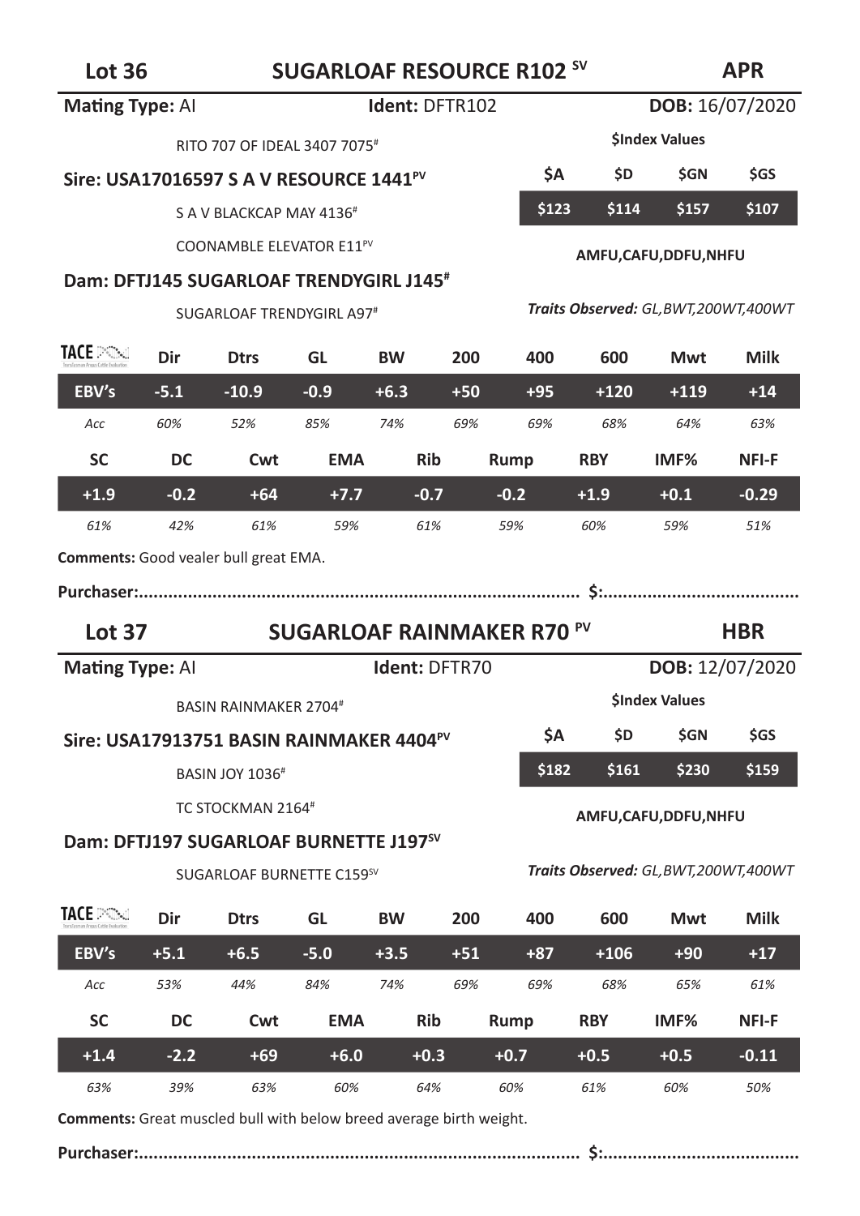## Lot 36 — SUGARLOAF RESOURCE R102 [SV] — APR

**Mating Type:** AI | **Ident:** DFTR102 | **DOB:** 16/07/2020

RITO 707 OF IDEAL 3407 7075#

**Sire: USA17016597 S A V RESOURCE 1441[PV]**

S A V BLACKCAP MAY 4136#

COONAMBLE ELEVATOR E11[PV]

**Dam: DFTJ145 SUGARLOAF TRENDYGIRL J145#**

SUGARLOAF TRENDYGIRL A97#

**$Index Values**

| $A | $D | $GN | $GS |
|---|---|---|---|
| $123 | $114 | $157 | $107 |

**AMFU,CAFU,DDFU,NHFU**

***Traits Observed:*** *GL,BWT,200WT,400WT*

| TACE | Dir | Dtrs | GL | BW | 200 | 400 | 600 | Mwt | Milk |
|---|---|---|---|---|---|---|---|---|---|
| EBV's | -5.1 | -10.9 | -0.9 | +6.3 | +50 | +95 | +120 | +119 | +14 |
| Acc | 60% | 52% | 85% | 74% | 69% | 69% | 68% | 64% | 63% |

| SC | DC | Cwt | EMA | Rib | Rump | RBY | IMF% | NFI-F |
|---|---|---|---|---|---|---|---|---|
| +1.9 | -0.2 | +64 | +7.7 | -0.7 | -0.2 | +1.9 | +0.1 | -0.29 |
| 61% | 42% | 61% | 59% | 61% | 59% | 60% | 59% | 51% |

**Comments:** Good vealer bull great EMA.

**Purchaser:.......................................................................................... $:.......................................**

## Lot 37 — SUGARLOAF RAINMAKER R70 [PV] — HBR

**Mating Type:** AI | **Ident:** DFTR70 | **DOB:** 12/07/2020

BASIN RAINMAKER 2704#

**Sire: USA17913751 BASIN RAINMAKER 4404[PV]**

BASIN JOY 1036#

TC STOCKMAN 2164#

**Dam: DFTJ197 SUGARLOAF BURNETTE J197[SV]**

SUGARLOAF BURNETTE C159[SV]

**$Index Values**

| $A | $D | $GN | $GS |
|---|---|---|---|
| $182 | $161 | $230 | $159 |

**AMFU,CAFU,DDFU,NHFU**

***Traits Observed:*** *GL,BWT,200WT,400WT*

| TACE | Dir | Dtrs | GL | BW | 200 | 400 | 600 | Mwt | Milk |
|---|---|---|---|---|---|---|---|---|---|
| EBV's | +5.1 | +6.5 | -5.0 | +3.5 | +51 | +87 | +106 | +90 | +17 |
| Acc | 53% | 44% | 84% | 74% | 69% | 69% | 68% | 65% | 61% |

| SC | DC | Cwt | EMA | Rib | Rump | RBY | IMF% | NFI-F |
|---|---|---|---|---|---|---|---|---|
| +1.4 | -2.2 | +69 | +6.0 | +0.3 | +0.7 | +0.5 | +0.5 | -0.11 |
| 63% | 39% | 63% | 60% | 64% | 60% | 61% | 60% | 50% |

**Comments:** Great muscled bull with below breed average birth weight.

**Purchaser:.......................................................................................... $:.......................................**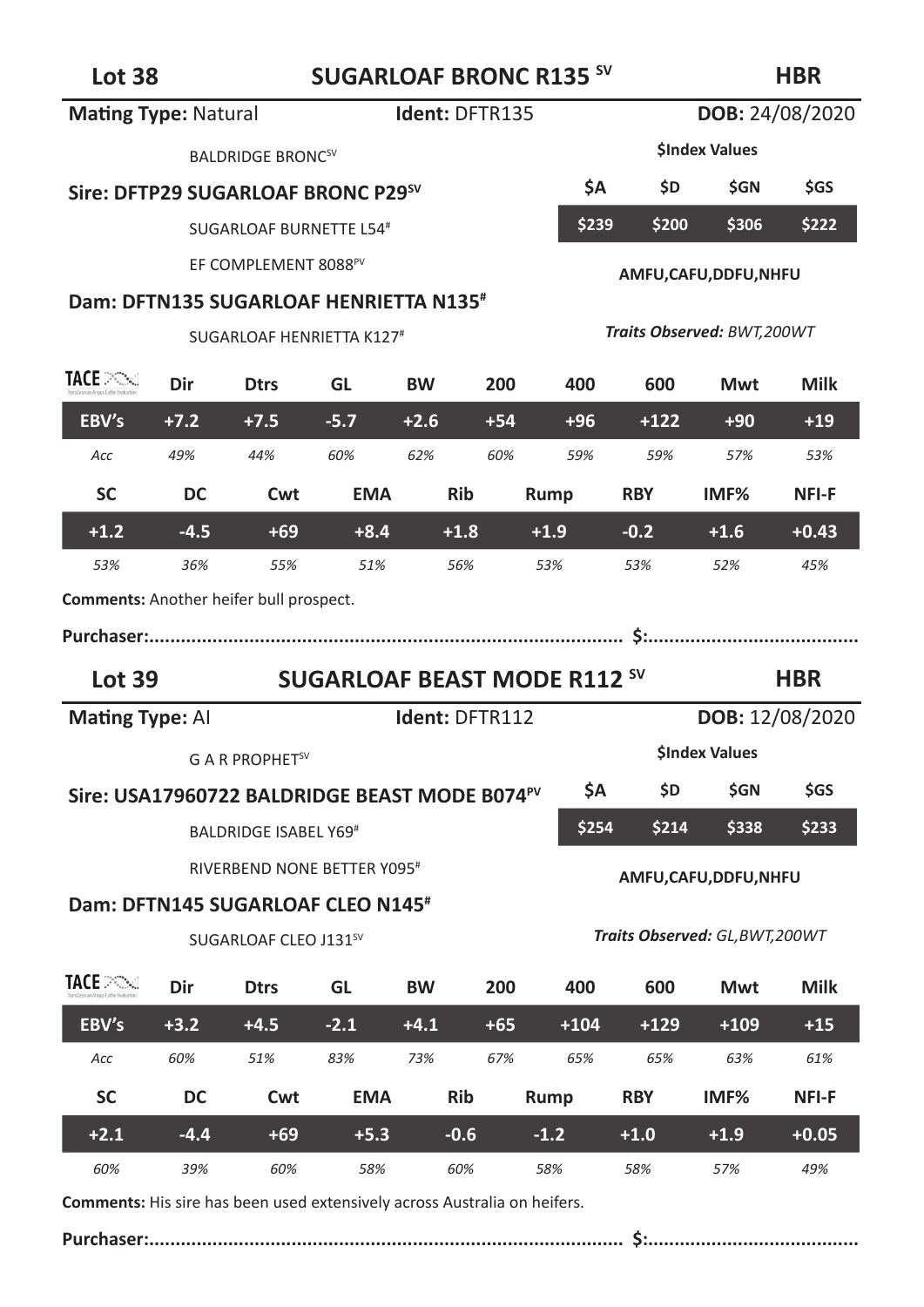## Lot 38 — SUGARLOAF BRONC R135 SV — HBR

**Mating Type:** Natural **Ident:** DFTR135 **DOB:** 24/08/2020

BALDRIDGE BRONC[SV]

**Sire: DFTP29 SUGARLOAF BRONC P29[SV]**

SUGARLOAF BURNETTE L54[#]

EF COMPLEMENT 8088[PV]

**Dam: DFTN135 SUGARLOAF HENRIETTA N135[#]**

SUGARLOAF HENRIETTA K127[#]

**$Index Values**

| $A | $D | $GN | $GS |
|---|---|---|---|
| $239 | $200 | $306 | $222 |

**AMFU,CAFU,DDFU,NHFU**

***Traits Observed:** BWT,200WT*

| TACE | Dir | Dtrs | GL | BW | 200 | 400 | 600 | Mwt | Milk |
|---|---|---|---|---|---|---|---|---|---|
| EBV's | +7.2 | +7.5 | -5.7 | +2.6 | +54 | +96 | +122 | +90 | +19 |
| Acc | 49% | 44% | 60% | 62% | 60% | 59% | 59% | 57% | 53% |

| SC | DC | Cwt | EMA | Rib | Rump | RBY | IMF% | NFI-F |
|---|---|---|---|---|---|---|---|---|
| +1.2 | -4.5 | +69 | +8.4 | +1.8 | +1.9 | -0.2 | +1.6 | +0.43 |
| 53% | 36% | 55% | 51% | 56% | 53% | 53% | 52% | 45% |

**Comments:** Another heifer bull prospect.

**Purchaser:..........................................................................................  $:........................................**

## Lot 39 — SUGARLOAF BEAST MODE R112 SV — HBR

**Mating Type:** AI **Ident:** DFTR112 **DOB:** 12/08/2020

G A R PROPHET[SV]

**Sire: USA17960722 BALDRIDGE BEAST MODE B074[PV]**

BALDRIDGE ISABEL Y69[#]

RIVERBEND NONE BETTER Y095[#]

**Dam: DFTN145 SUGARLOAF CLEO N145[#]**

SUGARLOAF CLEO J131[SV]

**$Index Values**

| $A | $D | $GN | $GS |
|---|---|---|---|
| $254 | $214 | $338 | $233 |

**AMFU,CAFU,DDFU,NHFU**

***Traits Observed:** GL,BWT,200WT*

| TACE | Dir | Dtrs | GL | BW | 200 | 400 | 600 | Mwt | Milk |
|---|---|---|---|---|---|---|---|---|---|
| EBV's | +3.2 | +4.5 | -2.1 | +4.1 | +65 | +104 | +129 | +109 | +15 |
| Acc | 60% | 51% | 83% | 73% | 67% | 65% | 65% | 63% | 61% |

| SC | DC | Cwt | EMA | Rib | Rump | RBY | IMF% | NFI-F |
|---|---|---|---|---|---|---|---|---|
| +2.1 | -4.4 | +69 | +5.3 | -0.6 | -1.2 | +1.0 | +1.9 | +0.05 |
| 60% | 39% | 60% | 58% | 60% | 58% | 58% | 57% | 49% |

**Comments:** His sire has been used extensively across Australia on heifers.

**Purchaser:..........................................................................................  $:........................................**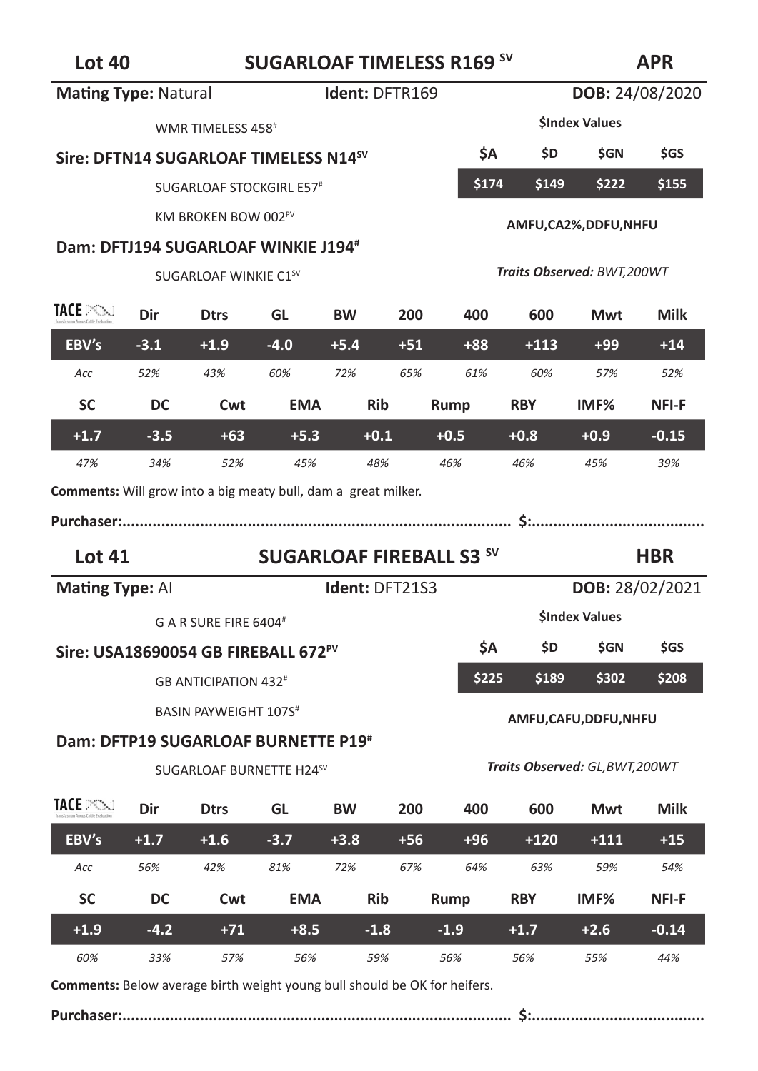## Lot 40 — SUGARLOAF TIMELESS R169 [SV] — APR

**Mating Type:** Natural **Ident:** DFTR169 **DOB:** 24/08/2020

WMR TIMELESS 458[#]

**Sire: DFTN14 SUGARLOAF TIMELESS N14[SV]**

SUGARLOAF STOCKGIRL E57[#]

KM BROKEN BOW 002[PV]

**Dam: DFTJ194 SUGARLOAF WINKIE J194[#]**

SUGARLOAF WINKIE C1[SV]

**$Index Values**

| $A | $D | $GN | $GS |
|---|---|---|---|
| $174 | $149 | $222 | $155 |

**AMFU,CA2%,DDFU,NHFU**

***Traits Observed:** BWT,200WT*

| TACE | Dir | Dtrs | GL | BW | 200 | 400 | 600 | Mwt | Milk |
|---|---|---|---|---|---|---|---|---|---|
| EBV's | -3.1 | +1.9 | -4.0 | +5.4 | +51 | +88 | +113 | +99 | +14 |
| Acc | 52% | 43% | 60% | 72% | 65% | 61% | 60% | 57% | 52% |

| SC | DC | Cwt | EMA | Rib | Rump | RBY | IMF% | NFI-F |
|---|---|---|---|---|---|---|---|---|
| +1.7 | -3.5 | +63 | +5.3 | +0.1 | +0.5 | +0.8 | +0.9 | -0.15 |
| 47% | 34% | 52% | 45% | 48% | 46% | 46% | 45% | 39% |

**Comments:** Will grow into a big meaty bull, dam a great milker.

**Purchaser:**........................................................................................ **$:**........................................

## Lot 41 — SUGARLOAF FIREBALL S3 [SV] — HBR

**Mating Type:** AI **Ident:** DFT21S3 **DOB:** 28/02/2021

G A R SURE FIRE 6404[#]

**Sire: USA18690054 GB FIREBALL 672[PV]**

GB ANTICIPATION 432[#]

BASIN PAYWEIGHT 107S[#]

**Dam: DFTP19 SUGARLOAF BURNETTE P19[#]**

SUGARLOAF BURNETTE H24[SV]

**$Index Values**

| $A | $D | $GN | $GS |
|---|---|---|---|
| $225 | $189 | $302 | $208 |

**AMFU,CAFU,DDFU,NHFU**

***Traits Observed:** GL,BWT,200WT*

| TACE | Dir | Dtrs | GL | BW | 200 | 400 | 600 | Mwt | Milk |
|---|---|---|---|---|---|---|---|---|---|
| EBV's | +1.7 | +1.6 | -3.7 | +3.8 | +56 | +96 | +120 | +111 | +15 |
| Acc | 56% | 42% | 81% | 72% | 67% | 64% | 63% | 59% | 54% |

| SC | DC | Cwt | EMA | Rib | Rump | RBY | IMF% | NFI-F |
|---|---|---|---|---|---|---|---|---|
| +1.9 | -4.2 | +71 | +8.5 | -1.8 | -1.9 | +1.7 | +2.6 | -0.14 |
| 60% | 33% | 57% | 56% | 59% | 56% | 56% | 55% | 44% |

**Comments:** Below average birth weight young bull should be OK for heifers.

**Purchaser:**........................................................................................ **$:**........................................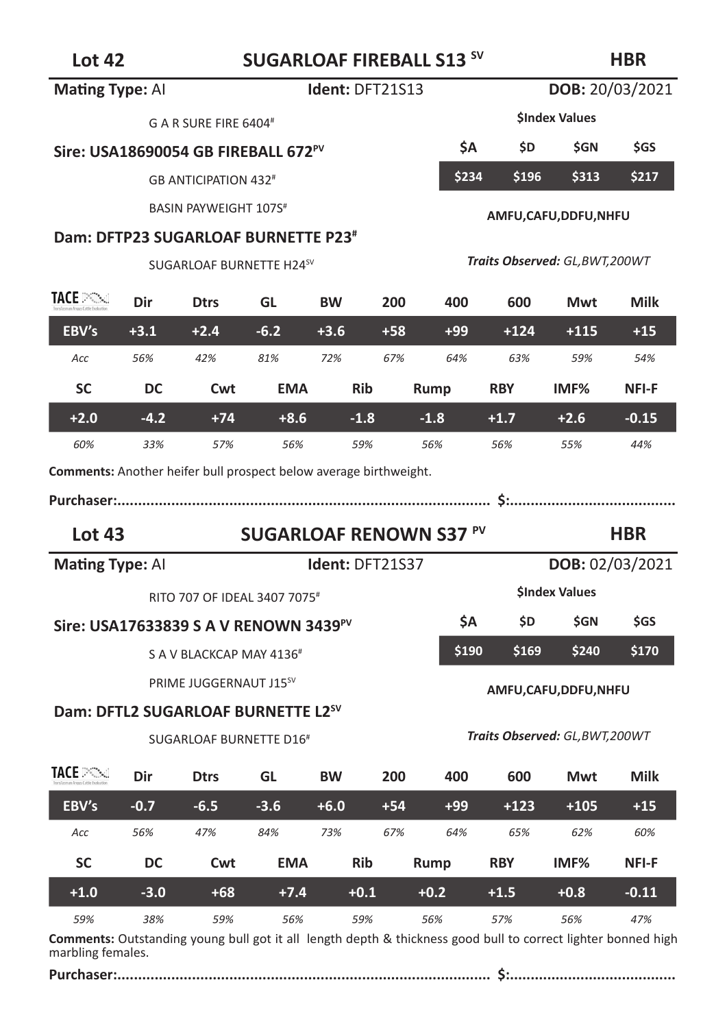## Lot 42 — SUGARLOAF FIREBALL S13 [SV] — HBR

**Mating Type:** AI **Ident:** DFT21S13 **DOB:** 20/03/2021

G A R SURE FIRE 6404#

**Sire: USA18690054 GB FIREBALL 672[PV]**

GB ANTICIPATION 432#

BASIN PAYWEIGHT 107S#

**Dam: DFTP23 SUGARLOAF BURNETTE P23#**

SUGARLOAF BURNETTE H24[SV]

**$Index Values**

| $A | $D | $GN | $GS |
|---|---|---|---|
| $234 | $196 | $313 | $217 |

**AMFU,CAFU,DDFU,NHFU**

***Traits Observed:** GL,BWT,200WT*

| TACE | Dir | Dtrs | GL | BW | 200 | 400 | 600 | Mwt | Milk |
|---|---|---|---|---|---|---|---|---|---|
| EBV's | +3.1 | +2.4 | -6.2 | +3.6 | +58 | +99 | +124 | +115 | +15 |
| Acc | 56% | 42% | 81% | 72% | 67% | 64% | 63% | 59% | 54% |

| SC | DC | Cwt | EMA | Rib | Rump | RBY | IMF% | NFI-F |
|---|---|---|---|---|---|---|---|---|
| +2.0 | -4.2 | +74 | +8.6 | -1.8 | -1.8 | +1.7 | +2.6 | -0.15 |
| 60% | 33% | 57% | 56% | 59% | 56% | 56% | 55% | 44% |

**Comments:** Another heifer bull prospect below average birthweight.

**Purchaser:.......................................................................................... $:.......................................**

## Lot 43 — SUGARLOAF RENOWN S37 [PV] — HBR

**Mating Type:** AI **Ident:** DFT21S37 **DOB:** 02/03/2021

RITO 707 OF IDEAL 3407 7075#

**Sire: USA17633839 S A V RENOWN 3439[PV]**

S A V BLACKCAP MAY 4136#

PRIME JUGGERNAUT J15[SV]

**Dam: DFTL2 SUGARLOAF BURNETTE L2[SV]**

SUGARLOAF BURNETTE D16#

**$Index Values**

| $A | $D | $GN | $GS |
|---|---|---|---|
| $190 | $169 | $240 | $170 |

**AMFU,CAFU,DDFU,NHFU**

***Traits Observed:** GL,BWT,200WT*

| TACE | Dir | Dtrs | GL | BW | 200 | 400 | 600 | Mwt | Milk |
|---|---|---|---|---|---|---|---|---|---|
| EBV's | -0.7 | -6.5 | -3.6 | +6.0 | +54 | +99 | +123 | +105 | +15 |
| Acc | 56% | 47% | 84% | 73% | 67% | 64% | 65% | 62% | 60% |

| SC | DC | Cwt | EMA | Rib | Rump | RBY | IMF% | NFI-F |
|---|---|---|---|---|---|---|---|---|
| +1.0 | -3.0 | +68 | +7.4 | +0.1 | +0.2 | +1.5 | +0.8 | -0.11 |
| 59% | 38% | 59% | 56% | 59% | 56% | 57% | 56% | 47% |

**Comments:** Outstanding young bull got it all length depth & thickness good bull to correct lighter bonned high marbling females.

**Purchaser:.......................................................................................... $:.......................................**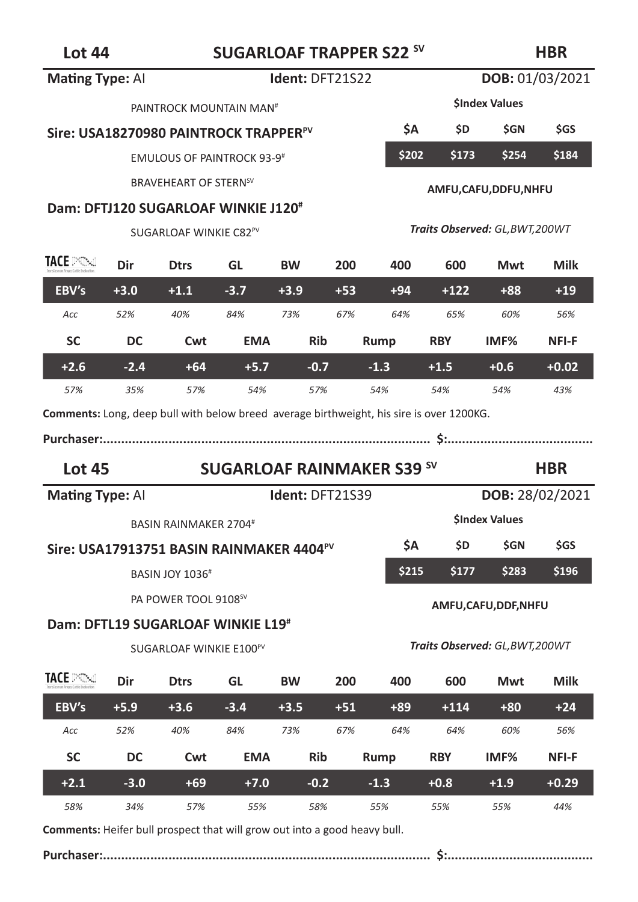## Lot 44 — SUGARLOAF TRAPPER S22 SV — HBR

**Mating Type:** AI **Ident:** DFT21S22 **DOB:** 01/03/2021

PAINTROCK MOUNTAIN MAN#

**Sire: USA18270980 PAINTROCK TRAPPER PV**

EMULOUS OF PAINTROCK 93-9#

BRAVEHEART OF STERN SV

**Dam: DFTJ120 SUGARLOAF WINKIE J120#**

SUGARLOAF WINKIE C82 PV

**$Index Values**

| $A | $D | $GN | $GS |
|---|---|---|---|
| $202 | $173 | $254 | $184 |

**AMFU,CAFU,DDFU,NHFU**

***Traits Observed:** GL,BWT,200WT*

| TACE | Dir | Dtrs | GL | BW | 200 | 400 | 600 | Mwt | Milk |
|---|---|---|---|---|---|---|---|---|---|
| EBV's | +3.0 | +1.1 | -3.7 | +3.9 | +53 | +94 | +122 | +88 | +19 |
| Acc | 52% | 40% | 84% | 73% | 67% | 64% | 65% | 60% | 56% |

| SC | DC | Cwt | EMA | Rib | Rump | RBY | IMF% | NFI-F |
|---|---|---|---|---|---|---|---|---|
| +2.6 | -2.4 | +64 | +5.7 | -0.7 | -1.3 | +1.5 | +0.6 | +0.02 |
| 57% | 35% | 57% | 54% | 57% | 54% | 54% | 54% | 43% |

**Comments:** Long, deep bull with below breed average birthweight, his sire is over 1200KG.

**Purchaser:................................................................................. $:.......................................**

## Lot 45 — SUGARLOAF RAINMAKER S39 SV — HBR

**Mating Type:** AI **Ident:** DFT21S39 **DOB:** 28/02/2021

BASIN RAINMAKER 2704#

**Sire: USA17913751 BASIN RAINMAKER 4404 PV**

BASIN JOY 1036#

PA POWER TOOL 9108 SV

**Dam: DFTL19 SUGARLOAF WINKIE L19#**

SUGARLOAF WINKIE E100 PV

**$Index Values**

| $A | $D | $GN | $GS |
|---|---|---|---|
| $215 | $177 | $283 | $196 |

**AMFU,CAFU,DDF,NHFU**

***Traits Observed:** GL,BWT,200WT*

| TACE | Dir | Dtrs | GL | BW | 200 | 400 | 600 | Mwt | Milk |
|---|---|---|---|---|---|---|---|---|---|
| EBV's | +5.9 | +3.6 | -3.4 | +3.5 | +51 | +89 | +114 | +80 | +24 |
| Acc | 52% | 40% | 84% | 73% | 67% | 64% | 64% | 60% | 56% |

| SC | DC | Cwt | EMA | Rib | Rump | RBY | IMF% | NFI-F |
|---|---|---|---|---|---|---|---|---|
| +2.1 | -3.0 | +69 | +7.0 | -0.2 | -1.3 | +0.8 | +1.9 | +0.29 |
| 58% | 34% | 57% | 55% | 58% | 55% | 55% | 55% | 44% |

**Comments:** Heifer bull prospect that will grow out into a good heavy bull.

**Purchaser:................................................................................. $:.......................................**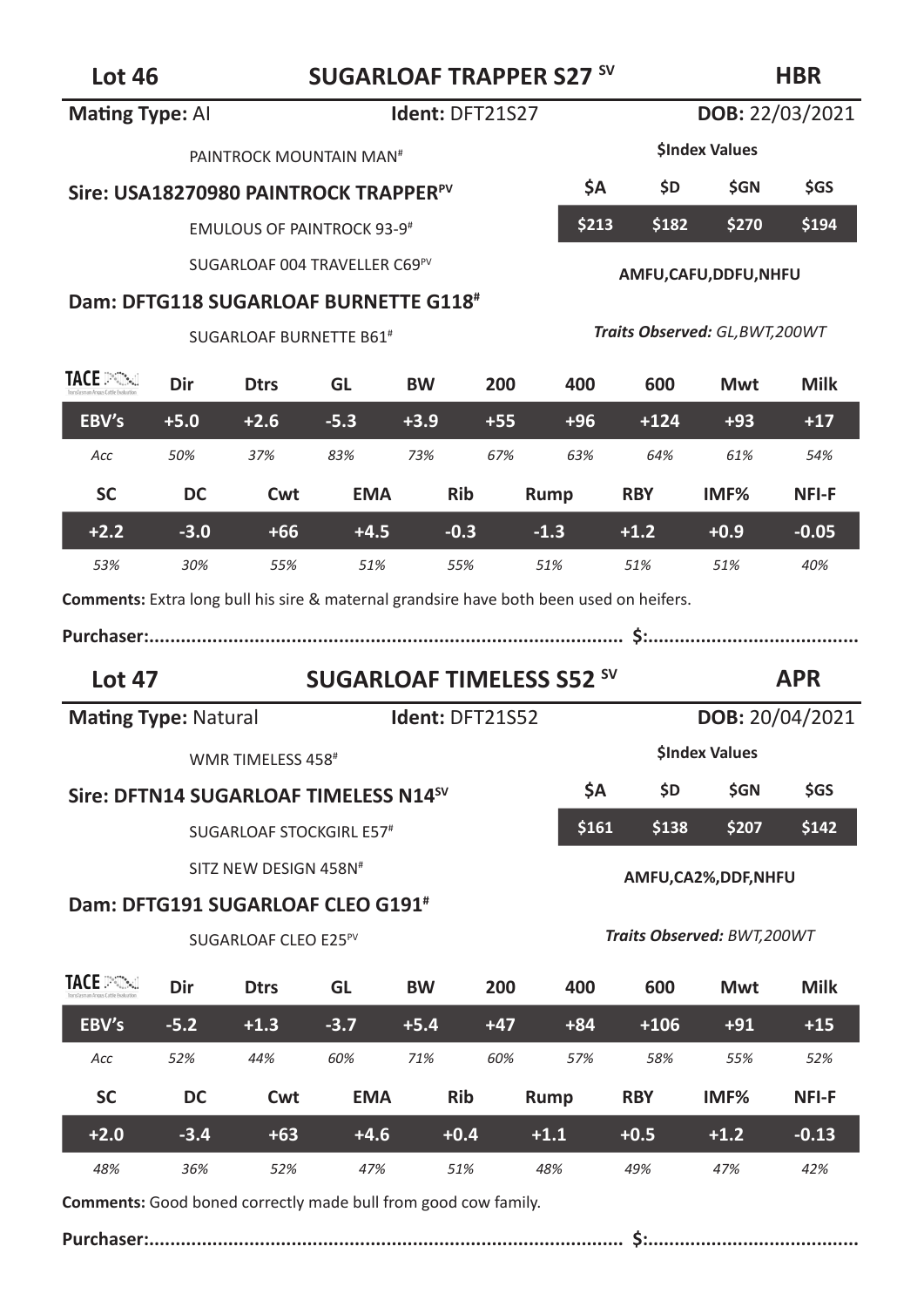## Lot 46 — SUGARLOAF TRAPPER S27 SV — HBR

**Mating Type:** AI | **Ident:** DFT21S27 | **DOB:** 22/03/2021

PAINTROCK MOUNTAIN MAN#

**Sire: USA18270980 PAINTROCK TRAPPER PV**

EMULOUS OF PAINTROCK 93-9#

SUGARLOAF 004 TRAVELLER C69 PV

**Dam: DFTG118 SUGARLOAF BURNETTE G118#**

SUGARLOAF BURNETTE B61#

**$Index Values**

| $A | $D | $GN | $GS |
|---|---|---|---|
| $213 | $182 | $270 | $194 |

AMFU,CAFU,DDFU,NHFU

*Traits Observed: GL,BWT,200WT*

| TACE | Dir | Dtrs | GL | BW | 200 | 400 | 600 | Mwt | Milk |
|---|---|---|---|---|---|---|---|---|---|
| EBV's | +5.0 | +2.6 | -5.3 | +3.9 | +55 | +96 | +124 | +93 | +17 |
| Acc | 50% | 37% | 83% | 73% | 67% | 63% | 64% | 61% | 54% |

| SC | DC | Cwt | EMA | Rib | Rump | RBY | IMF% | NFI-F |
|---|---|---|---|---|---|---|---|---|
| +2.2 | -3.0 | +66 | +4.5 | -0.3 | -1.3 | +1.2 | +0.9 | -0.05 |
| 53% | 30% | 55% | 51% | 55% | 51% | 51% | 51% | 40% |

**Comments:** Extra long bull his sire & maternal grandsire have both been used on heifers.

**Purchaser:**........................................................................................ **$:**........................................

## Lot 47 — SUGARLOAF TIMELESS S52 SV — APR

**Mating Type:** Natural | **Ident:** DFT21S52 | **DOB:** 20/04/2021

WMR TIMELESS 458#

**Sire: DFTN14 SUGARLOAF TIMELESS N14 SV**

SUGARLOAF STOCKGIRL E57#

SITZ NEW DESIGN 458N#

**Dam: DFTG191 SUGARLOAF CLEO G191#**

SUGARLOAF CLEO E25 PV

**$Index Values**

| $A | $D | $GN | $GS |
|---|---|---|---|
| $161 | $138 | $207 | $142 |

AMFU,CA2%,DDF,NHFU

*Traits Observed: BWT,200WT*

| TACE | Dir | Dtrs | GL | BW | 200 | 400 | 600 | Mwt | Milk |
|---|---|---|---|---|---|---|---|---|---|
| EBV's | -5.2 | +1.3 | -3.7 | +5.4 | +47 | +84 | +106 | +91 | +15 |
| Acc | 52% | 44% | 60% | 71% | 60% | 57% | 58% | 55% | 52% |

| SC | DC | Cwt | EMA | Rib | Rump | RBY | IMF% | NFI-F |
|---|---|---|---|---|---|---|---|---|
| +2.0 | -3.4 | +63 | +4.6 | +0.4 | +1.1 | +0.5 | +1.2 | -0.13 |
| 48% | 36% | 52% | 47% | 51% | 48% | 49% | 47% | 42% |

**Comments:** Good boned correctly made bull from good cow family.

**Purchaser:**........................................................................................ **$:**........................................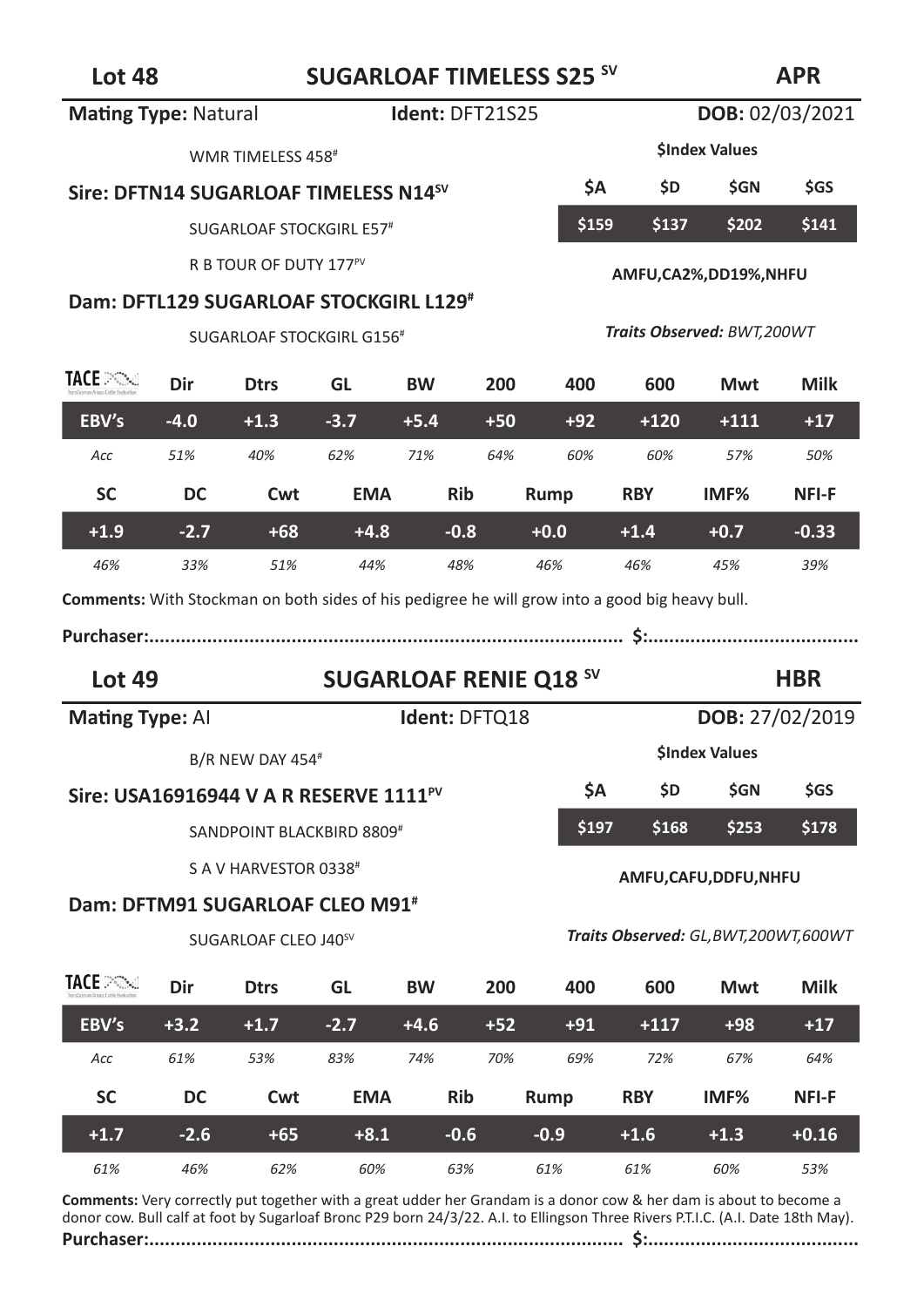## Lot 48 — SUGARLOAF TIMELESS S25 SV — APR

**Mating Type:** Natural  **Ident:** DFT21S25  **DOB:** 02/03/2021

WMR TIMELESS 458#

**Sire: DFTN14 SUGARLOAF TIMELESS N14SV**

SUGARLOAF STOCKGIRL E57#

R B TOUR OF DUTY 177PV

**Dam: DFTL129 SUGARLOAF STOCKGIRL L129#**

SUGARLOAF STOCKGIRL G156#

**$Index Values**

| $A | $D | $GN | $GS |
|---|---|---|---|
| $159 | $137 | $202 | $141 |

**AMFU,CA2%,DD19%,NHFU**

***Traits Observed:** BWT,200WT*

| TACE | Dir | Dtrs | GL | BW | 200 | 400 | 600 | Mwt | Milk |
|---|---|---|---|---|---|---|---|---|---|
| EBV's | -4.0 | +1.3 | -3.7 | +5.4 | +50 | +92 | +120 | +111 | +17 |
| Acc | 51% | 40% | 62% | 71% | 64% | 60% | 60% | 57% | 50% |

| SC | DC | Cwt | EMA | Rib | Rump | RBY | IMF% | NFI-F |
|---|---|---|---|---|---|---|---|---|
| +1.9 | -2.7 | +68 | +4.8 | -0.8 | +0.0 | +1.4 | +0.7 | -0.33 |
| 46% | 33% | 51% | 44% | 48% | 46% | 46% | 45% | 39% |

**Comments:** With Stockman on both sides of his pedigree he will grow into a good big heavy bull.

**Purchaser:....................................................................................... $:........................................**

## Lot 49 — SUGARLOAF RENIE Q18 SV — HBR

**Mating Type:** AI  **Ident:** DFTQ18  **DOB:** 27/02/2019

B/R NEW DAY 454#

**Sire: USA16916944 V A R RESERVE 1111PV**

SANDPOINT BLACKBIRD 8809#

S A V HARVESTOR 0338#

**Dam: DFTM91 SUGARLOAF CLEO M91#**

SUGARLOAF CLEO J40SV

**$Index Values**

| $A | $D | $GN | $GS |
|---|---|---|---|
| $197 | $168 | $253 | $178 |

**AMFU,CAFU,DDFU,NHFU**

***Traits Observed:** GL,BWT,200WT,600WT*

| TACE | Dir | Dtrs | GL | BW | 200 | 400 | 600 | Mwt | Milk |
|---|---|---|---|---|---|---|---|---|---|
| EBV's | +3.2 | +1.7 | -2.7 | +4.6 | +52 | +91 | +117 | +98 | +17 |
| Acc | 61% | 53% | 83% | 74% | 70% | 69% | 72% | 67% | 64% |

| SC | DC | Cwt | EMA | Rib | Rump | RBY | IMF% | NFI-F |
|---|---|---|---|---|---|---|---|---|
| +1.7 | -2.6 | +65 | +8.1 | -0.6 | -0.9 | +1.6 | +1.3 | +0.16 |
| 61% | 46% | 62% | 60% | 63% | 61% | 61% | 60% | 53% |

**Comments:** Very correctly put together with a great udder her Grandam is a donor cow & her dam is about to become a donor cow. Bull calf at foot by Sugarloaf Bronc P29 born 24/3/22. A.I. to Ellingson Three Rivers P.T.I.C. (A.I. Date 18th May).

**Purchaser:....................................................................................... $:........................................**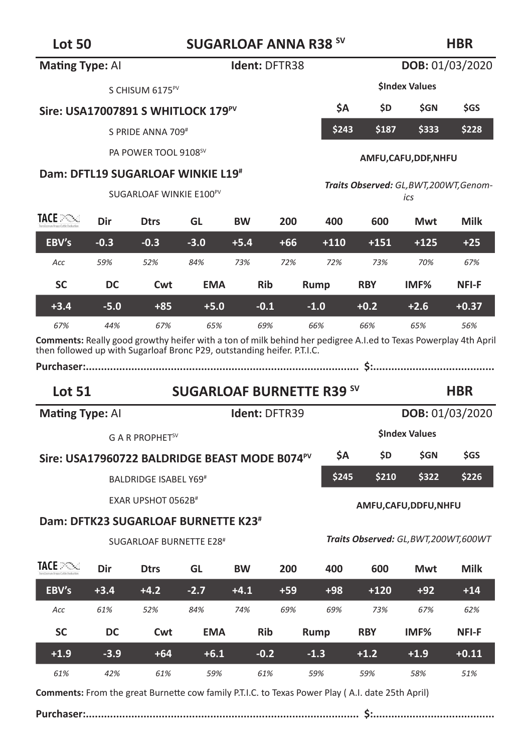## Lot 50 — SUGARLOAF ANNA R38 [SV] — HBR

**Mating Type:** AI **Ident:** DFTR38 **DOB:** 01/03/2020

S CHISUM 6175[PV]

**Sire: USA17007891 S WHITLOCK 179[PV]**

S PRIDE ANNA 709[#]

PA POWER TOOL 9108[SV]

**Dam: DFTL19 SUGARLOAF WINKIE L19[#]**

SUGARLOAF WINKIE E100[PV]

**$Index Values**

| $A | $D | $GN | $GS |
|---|---|---|---|
| $243 | $187 | $333 | $228 |

**AMFU,CAFU,DDF,NHFU**

***Traits Observed:*** *GL,BWT,200WT,Genomics*

| TACE | Dir | Dtrs | GL | BW | 200 | 400 | 600 | Mwt | Milk |
|---|---|---|---|---|---|---|---|---|---|
| EBV's | -0.3 | -0.3 | -3.0 | +5.4 | +66 | +110 | +151 | +125 | +25 |
| *Acc* | *59%* | *52%* | *84%* | *73%* | *72%* | *72%* | *73%* | *70%* | *67%* |

| SC | DC | Cwt | EMA | Rib | Rump | RBY | IMF% | NFI-F |
|---|---|---|---|---|---|---|---|---|
| +3.4 | -5.0 | +85 | +5.0 | -0.1 | -1.0 | +0.2 | +2.6 | +0.37 |
| *67%* | *44%* | *67%* | *65%* | *69%* | *66%* | *66%* | *65%* | *56%* |

**Comments:** Really good growthy heifer with a ton of milk behind her pedigree A.I.ed to Texas Powerplay 4th April then followed up with Sugarloaf Bronc P29, outstanding heifer. P.T.I.C.

**Purchaser:....................................................................................... $:.......................................**

## Lot 51 — SUGARLOAF BURNETTE R39 [SV] — HBR

**Mating Type:** AI **Ident:** DFTR39 **DOB:** 01/03/2020

G A R PROPHET[SV]

**Sire: USA17960722 BALDRIDGE BEAST MODE B074[PV]**

BALDRIDGE ISABEL Y69[#]

EXAR UPSHOT 0562B[#]

**Dam: DFTK23 SUGARLOAF BURNETTE K23[#]**

SUGARLOAF BURNETTE E28[#]

**$Index Values**

| $A | $D | $GN | $GS |
|---|---|---|---|
| $245 | $210 | $322 | $226 |

**AMFU,CAFU,DDFU,NHFU**

***Traits Observed:*** *GL,BWT,200WT,600WT*

| TACE | Dir | Dtrs | GL | BW | 200 | 400 | 600 | Mwt | Milk |
|---|---|---|---|---|---|---|---|---|---|
| EBV's | +3.4 | +4.2 | -2.7 | +4.1 | +59 | +98 | +120 | +92 | +14 |
| *Acc* | *61%* | *52%* | *84%* | *74%* | *69%* | *69%* | *73%* | *67%* | *62%* |

| SC | DC | Cwt | EMA | Rib | Rump | RBY | IMF% | NFI-F |
|---|---|---|---|---|---|---|---|---|
| +1.9 | -3.9 | +64 | +6.1 | -0.2 | -1.3 | +1.2 | +1.9 | +0.11 |
| *61%* | *42%* | *61%* | *59%* | *61%* | *59%* | *59%* | *58%* | *51%* |

**Comments:** From the great Burnette cow family P.T.I.C. to Texas Power Play ( A.I. date 25th April)

**Purchaser:....................................................................................... $:.......................................**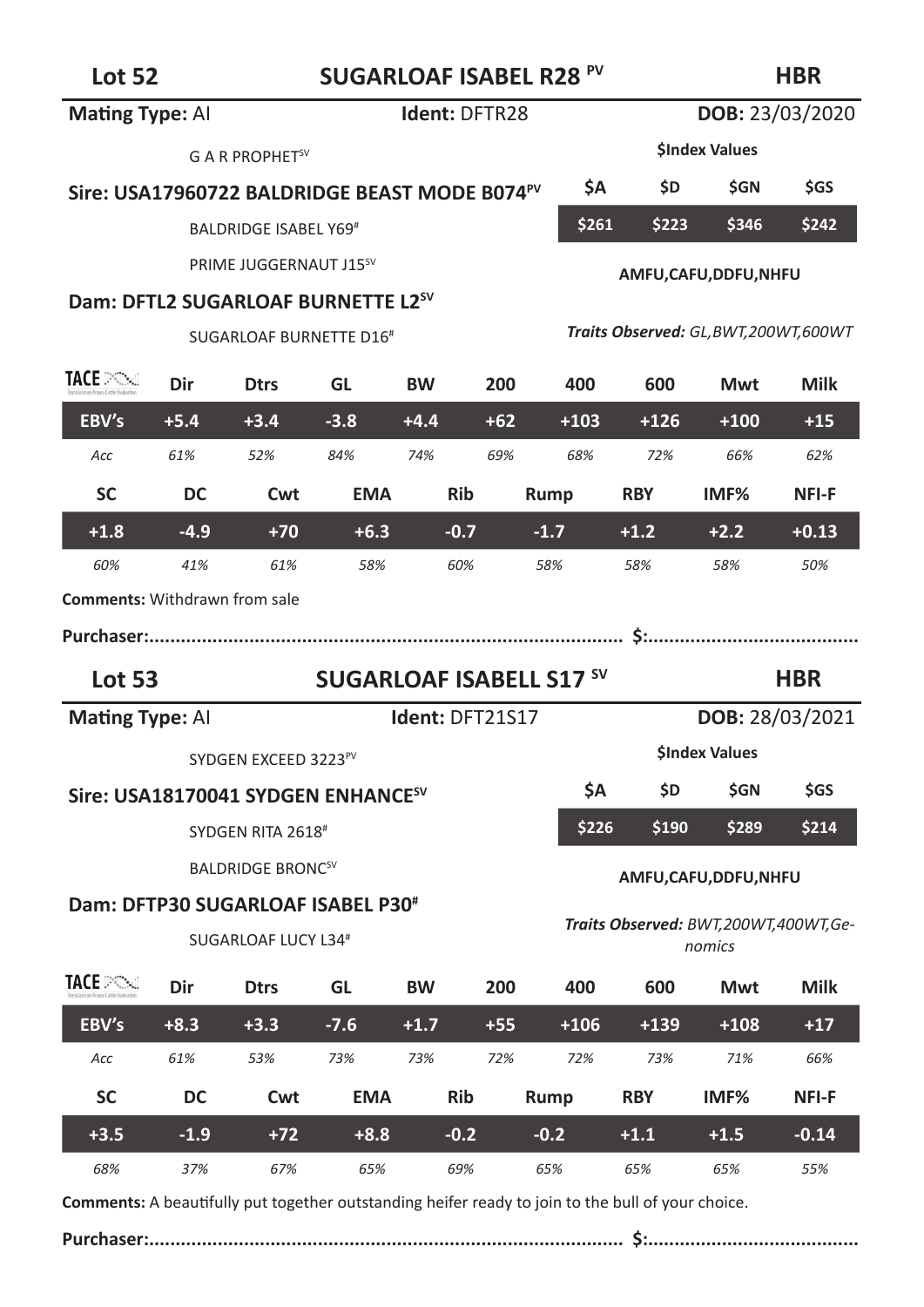## Lot 52 — SUGARLOAF ISABEL R28 PV — HBR

**Mating Type:** AI | **Ident:** DFTR28 | **DOB:** 23/03/2020

G A R PROPHET SV

**Sire: USA17960722 BALDRIDGE BEAST MODE B074 PV**

BALDRIDGE ISABEL Y69 #

PRIME JUGGERNAUT J15 SV

**Dam: DFTL2 SUGARLOAF BURNETTE L2 SV**

SUGARLOAF BURNETTE D16 #

**$Index Values**

| $A | $D | $GN | $GS |
|---|---|---|---|
| $261 | $223 | $346 | $242 |

**AMFU,CAFU,DDFU,NHFU**

***Traits Observed:*** *GL,BWT,200WT,600WT*

| TACE | Dir | Dtrs | GL | BW | 200 | 400 | 600 | Mwt | Milk |
|---|---|---|---|---|---|---|---|---|---|
| EBV's | +5.4 | +3.4 | -3.8 | +4.4 | +62 | +103 | +126 | +100 | +15 |
| *Acc* | *61%* | *52%* | *84%* | *74%* | *69%* | *68%* | *72%* | *66%* | *62%* |

| SC | DC | Cwt | EMA | Rib | Rump | RBY | IMF% | NFI-F |
|---|---|---|---|---|---|---|---|---|
| +1.8 | -4.9 | +70 | +6.3 | -0.7 | -1.7 | +1.2 | +2.2 | +0.13 |
| *60%* | *41%* | *61%* | *58%* | *60%* | *58%* | *58%* | *58%* | *50%* |

**Comments:** Withdrawn from sale

**Purchaser:**........................................................................................ **$:**.......................................

## Lot 53 — SUGARLOAF ISABELL S17 SV — HBR

**Mating Type:** AI | **Ident:** DFT21S17 | **DOB:** 28/03/2021

SYDGEN EXCEED 3223 PV

**Sire: USA18170041 SYDGEN ENHANCE SV**

SYDGEN RITA 2618 #

BALDRIDGE BRONC SV

**Dam: DFTP30 SUGARLOAF ISABEL P30 #**

SUGARLOAF LUCY L34 #

**$Index Values**

| $A | $D | $GN | $GS |
|---|---|---|---|
| $226 | $190 | $289 | $214 |

**AMFU,CAFU,DDFU,NHFU**

***Traits Observed:*** *BWT,200WT,400WT,Genomics*

| TACE | Dir | Dtrs | GL | BW | 200 | 400 | 600 | Mwt | Milk |
|---|---|---|---|---|---|---|---|---|---|
| EBV's | +8.3 | +3.3 | -7.6 | +1.7 | +55 | +106 | +139 | +108 | +17 |
| *Acc* | *61%* | *53%* | *73%* | *73%* | *72%* | *72%* | *73%* | *71%* | *66%* |

| SC | DC | Cwt | EMA | Rib | Rump | RBY | IMF% | NFI-F |
|---|---|---|---|---|---|---|---|---|
| +3.5 | -1.9 | +72 | +8.8 | -0.2 | -0.2 | +1.1 | +1.5 | -0.14 |
| *68%* | *37%* | *67%* | *65%* | *69%* | *65%* | *65%* | *65%* | *55%* |

**Comments:** A beautifully put together outstanding heifer ready to join to the bull of your choice.

**Purchaser:**........................................................................................ **$:**.......................................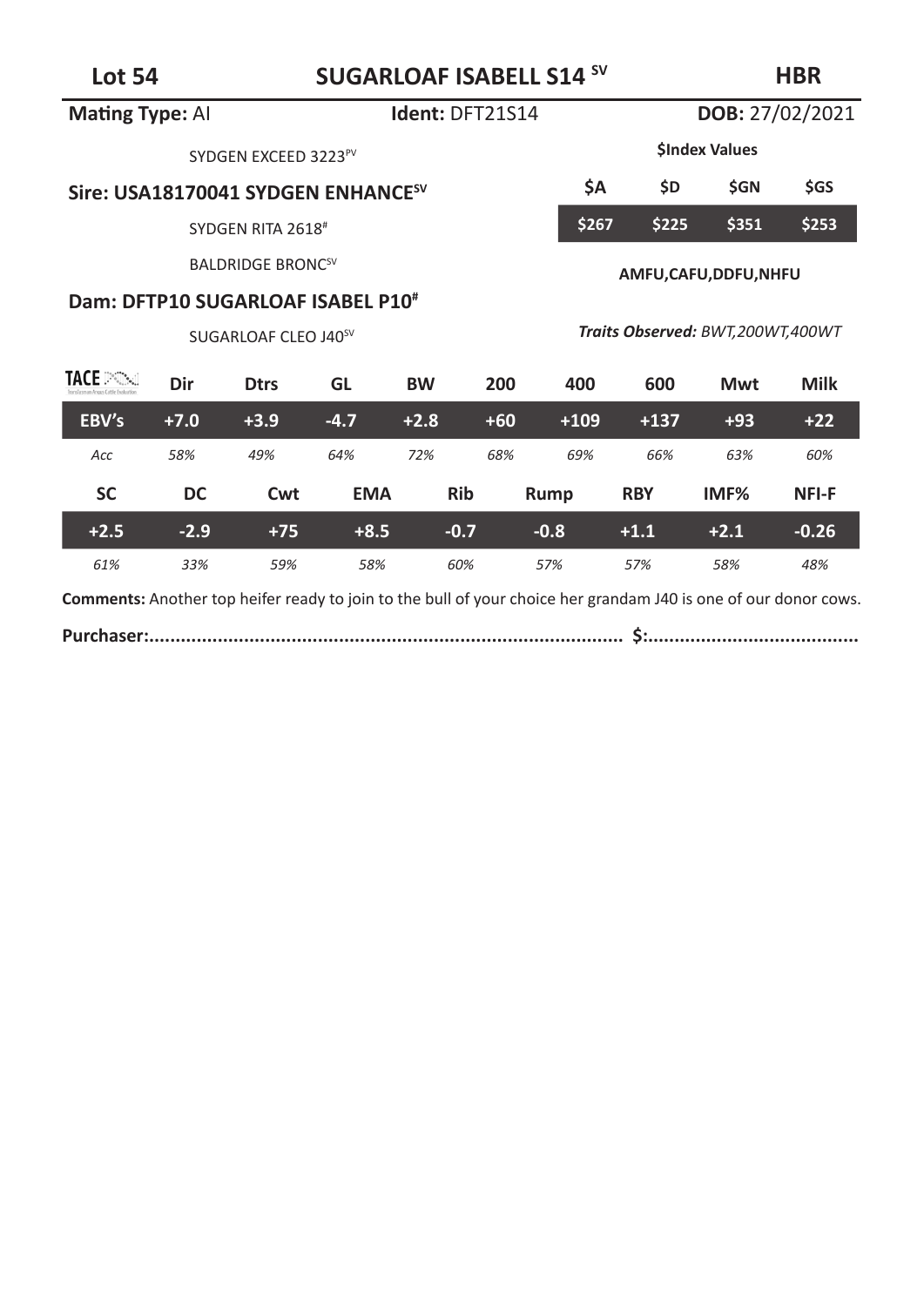## Lot 54 — SUGARLOAF ISABELL S14 [SV] — HBR

**Mating Type:** AI **Ident:** DFT21S14 **DOB:** 27/02/2021

SYDGEN EXCEED 3223[PV]

**Sire: USA18170041 SYDGEN ENHANCE[SV]**

SYDGEN RITA 2618[#]

BALDRIDGE BRONC[SV]

**Dam: DFTP10 SUGARLOAF ISABEL P10[#]**

SUGARLOAF CLEO J40[SV]

**$Index Values**

| $A | $D | $GN | $GS |
|---|---|---|---|
| $267 | $225 | $351 | $253 |

**AMFU,CAFU,DDFU,NHFU**

***Traits Observed:*** *BWT,200WT,400WT*

| TACE | Dir | Dtrs | GL | BW | 200 | 400 | 600 | Mwt | Milk |
|---|---|---|---|---|---|---|---|---|---|
| EBV's | +7.0 | +3.9 | -4.7 | +2.8 | +60 | +109 | +137 | +93 | +22 |
| *Acc* | *58%* | *49%* | *64%* | *72%* | *68%* | *69%* | *66%* | *63%* | *60%* |

| SC | DC | Cwt | EMA | Rib | Rump | RBY | IMF% | NFI-F |
|---|---|---|---|---|---|---|---|---|
| +2.5 | -2.9 | +75 | +8.5 | -0.7 | -0.8 | +1.1 | +2.1 | -0.26 |
| *61%* | *33%* | *59%* | *58%* | *60%* | *57%* | *57%* | *58%* | *48%* |

**Comments:** Another top heifer ready to join to the bull of your choice her grandam J40 is one of our donor cows.

**Purchaser:**......................................................................................... **$:**........................................